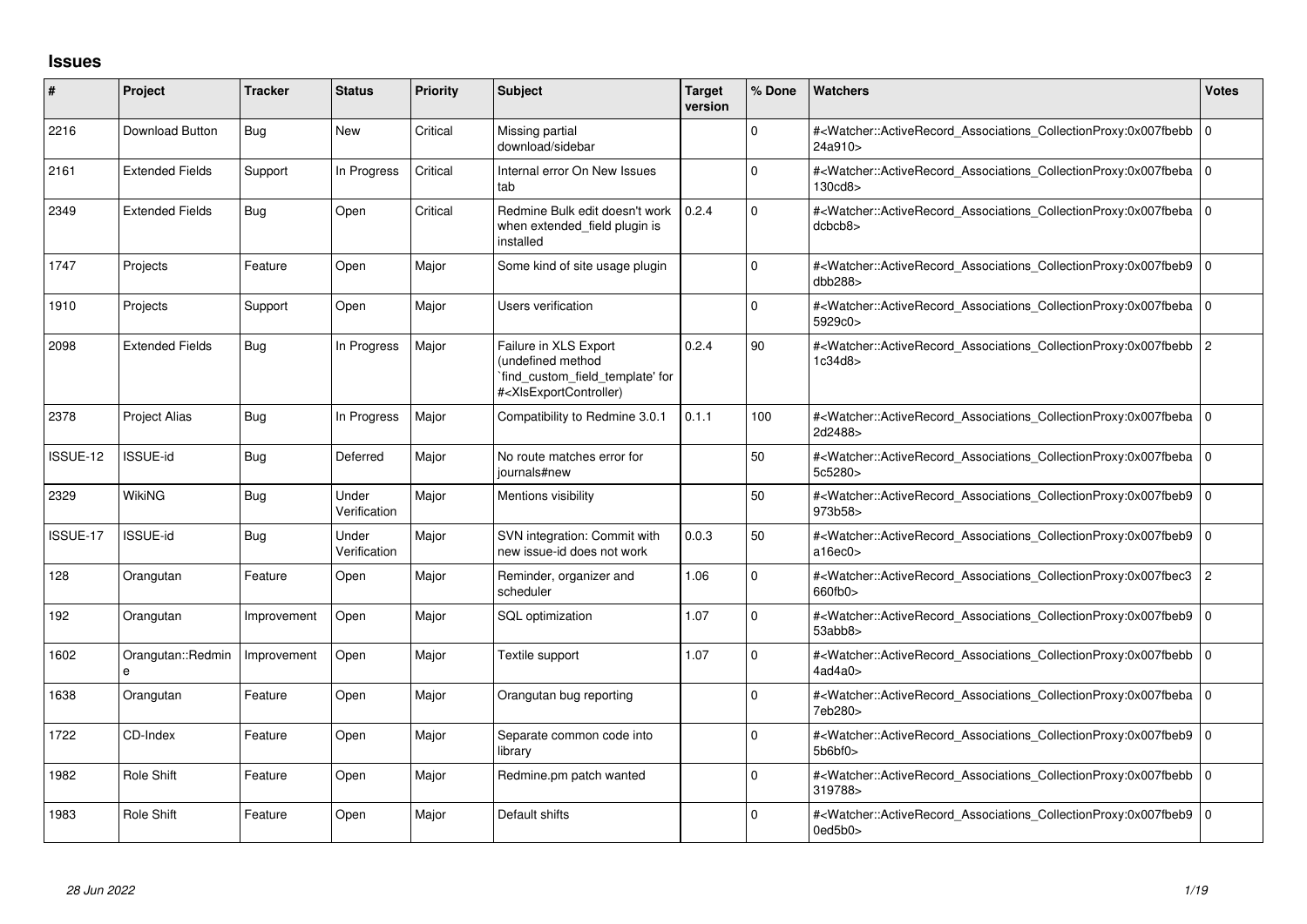## Issues

| # | Project | Tracker | Status | Priority | Subject | Target version | % Done | Watchers | Votes |
|---|---|---|---|---|---|---|---|---|---|
| 2216 | Download Button | Bug | New | Critical | Missing partial download/sidebar | | 0 | #<Watcher::ActiveRecord_Associations_CollectionProxy:0x007fbebb24a910> | 0 |
| 2161 | Extended Fields | Support | In Progress | Critical | Internal error On New Issues tab | | 0 | #<Watcher::ActiveRecord_Associations_CollectionProxy:0x007fbeba130cd8> | 0 |
| 2349 | Extended Fields | Bug | Open | Critical | Redmine Bulk edit doesn't work when extended_field plugin is installed | 0.2.4 | 0 | #<Watcher::ActiveRecord_Associations_CollectionProxy:0x007fbebadcbcb8> | 0 |
| 1747 | Projects | Feature | Open | Major | Some kind of site usage plugin | | 0 | #<Watcher::ActiveRecord_Associations_CollectionProxy:0x007fbeb9dbb288> | 0 |
| 1910 | Projects | Support | Open | Major | Users verification | | 0 | #<Watcher::ActiveRecord_Associations_CollectionProxy:0x007fbeba5929c0> | 0 |
| 2098 | Extended Fields | Bug | In Progress | Major | Failure in XLS Export (undefined method `find_custom_field_template' for #<XlsExportController) | 0.2.4 | 90 | #<Watcher::ActiveRecord_Associations_CollectionProxy:0x007fbebb1c34d8> | 2 |
| 2378 | Project Alias | Bug | In Progress | Major | Compatibility to Redmine 3.0.1 | 0.1.1 | 100 | #<Watcher::ActiveRecord_Associations_CollectionProxy:0x007fbeba2d2488> | 0 |
| ISSUE-12 | ISSUE-id | Bug | Deferred | Major | No route matches error for journals#new | | 50 | #<Watcher::ActiveRecord_Associations_CollectionProxy:0x007fbeba5c5280> | 0 |
| 2329 | WikiNG | Bug | Under Verification | Major | Mentions visibility | | 50 | #<Watcher::ActiveRecord_Associations_CollectionProxy:0x007fbeb9973b58> | 0 |
| ISSUE-17 | ISSUE-id | Bug | Under Verification | Major | SVN integration: Commit with new issue-id does not work | 0.0.3 | 50 | #<Watcher::ActiveRecord_Associations_CollectionProxy:0x007fbeb9a16ec0> | 0 |
| 128 | Orangutan | Feature | Open | Major | Reminder, organizer and scheduler | 1.06 | 0 | #<Watcher::ActiveRecord_Associations_CollectionProxy:0x007fbec3660fb0> | 2 |
| 192 | Orangutan | Improvement | Open | Major | SQL optimization | 1.07 | 0 | #<Watcher::ActiveRecord_Associations_CollectionProxy:0x007fbeb953abb8> | 0 |
| 1602 | Orangutan::Redmine | Improvement | Open | Major | Textile support | 1.07 | 0 | #<Watcher::ActiveRecord_Associations_CollectionProxy:0x007fbebb4ad4a0> | 0 |
| 1638 | Orangutan | Feature | Open | Major | Orangutan bug reporting | | 0 | #<Watcher::ActiveRecord_Associations_CollectionProxy:0x007fbeba7eb280> | 0 |
| 1722 | CD-Index | Feature | Open | Major | Separate common code into library | | 0 | #<Watcher::ActiveRecord_Associations_CollectionProxy:0x007fbeb95b6bf0> | 0 |
| 1982 | Role Shift | Feature | Open | Major | Redmine.pm patch wanted | | 0 | #<Watcher::ActiveRecord_Associations_CollectionProxy:0x007fbebb319788> | 0 |
| 1983 | Role Shift | Feature | Open | Major | Default shifts | | 0 | #<Watcher::ActiveRecord_Associations_CollectionProxy:0x007fbeb90ed5b0> | 0 |

*28 Jun 2022*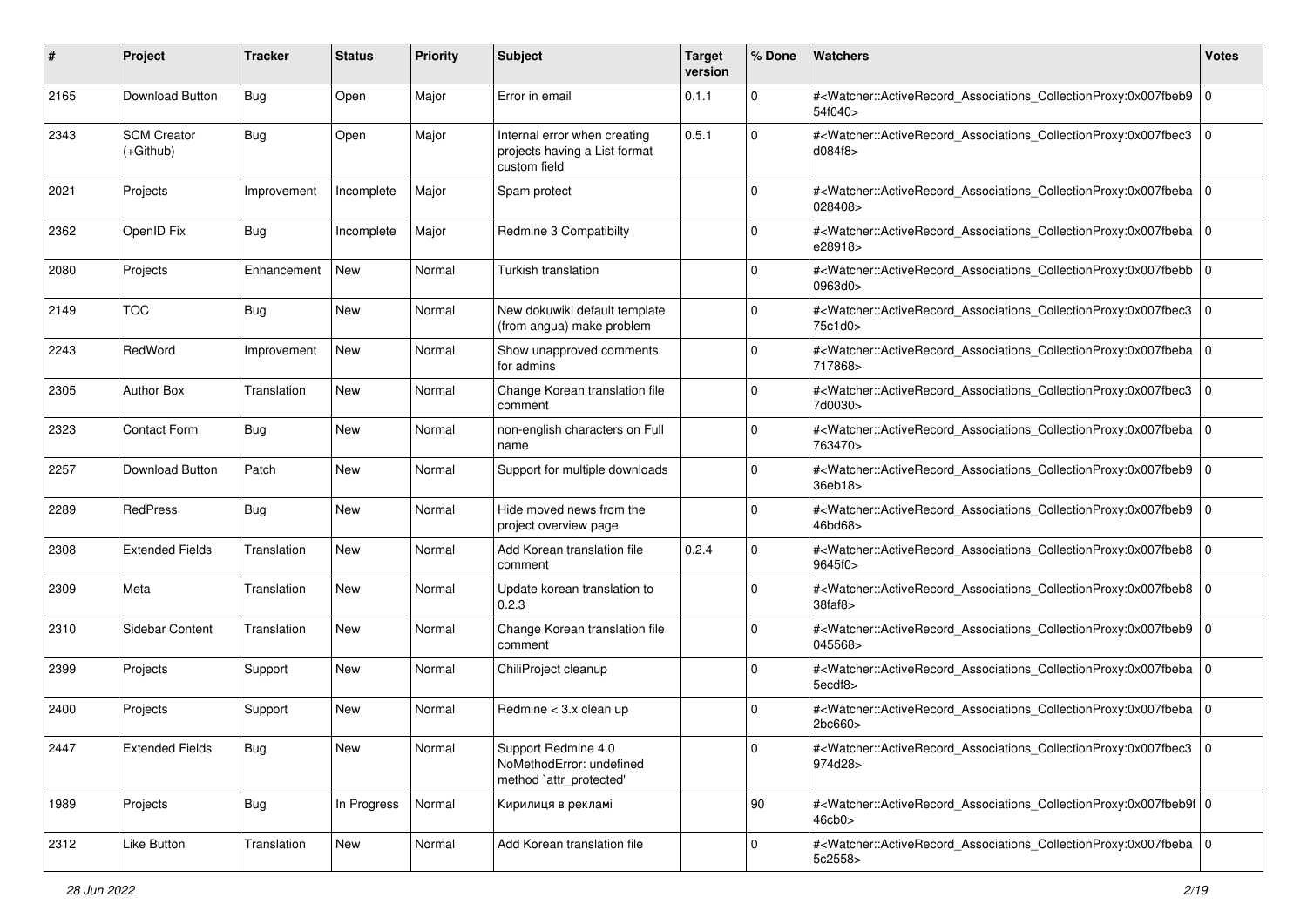| # | Project | Tracker | Status | Priority | Subject | Target version | % Done | Watchers | Votes |
|---|---|---|---|---|---|---|---|---|---|
| 2165 | Download Button | Bug | Open | Major | Error in email | 0.1.1 | 0 | #<Watcher::ActiveRecord_Associations_CollectionProxy:0x007fbeb954f040> | 0 |
| 2343 | SCM Creator (+Github) | Bug | Open | Major | Internal error when creating projects having a List format custom field | 0.5.1 | 0 | #<Watcher::ActiveRecord_Associations_CollectionProxy:0x007fbec3d084f8> | 0 |
| 2021 | Projects | Improvement | Incomplete | Major | Spam protect | | 0 | #<Watcher::ActiveRecord_Associations_CollectionProxy:0x007fbeba028408> | 0 |
| 2362 | OpenID Fix | Bug | Incomplete | Major | Redmine 3 Compatibilty | | 0 | #<Watcher::ActiveRecord_Associations_CollectionProxy:0x007fbebae28918> | 0 |
| 2080 | Projects | Enhancement | New | Normal | Turkish translation | | 0 | #<Watcher::ActiveRecord_Associations_CollectionProxy:0x007fbebb0963d0> | 0 |
| 2149 | TOC | Bug | New | Normal | New dokuwiki default template (from angua) make problem | | 0 | #<Watcher::ActiveRecord_Associations_CollectionProxy:0x007fbec375c1d0> | 0 |
| 2243 | RedWord | Improvement | New | Normal | Show unapproved comments for admins | | 0 | #<Watcher::ActiveRecord_Associations_CollectionProxy:0x007fbeba717868> | 0 |
| 2305 | Author Box | Translation | New | Normal | Change Korean translation file comment | | 0 | #<Watcher::ActiveRecord_Associations_CollectionProxy:0x007fbec37d0030> | 0 |
| 2323 | Contact Form | Bug | New | Normal | non-english characters on Full name | | 0 | #<Watcher::ActiveRecord_Associations_CollectionProxy:0x007fbeba763470> | 0 |
| 2257 | Download Button | Patch | New | Normal | Support for multiple downloads | | 0 | #<Watcher::ActiveRecord_Associations_CollectionProxy:0x007fbeb936eb18> | 0 |
| 2289 | RedPress | Bug | New | Normal | Hide moved news from the project overview page | | 0 | #<Watcher::ActiveRecord_Associations_CollectionProxy:0x007fbeb946bd68> | 0 |
| 2308 | Extended Fields | Translation | New | Normal | Add Korean translation file comment | 0.2.4 | 0 | #<Watcher::ActiveRecord_Associations_CollectionProxy:0x007fbeb89645f0> | 0 |
| 2309 | Meta | Translation | New | Normal | Update korean translation to 0.2.3 | | 0 | #<Watcher::ActiveRecord_Associations_CollectionProxy:0x007fbeb838faf8> | 0 |
| 2310 | Sidebar Content | Translation | New | Normal | Change Korean translation file comment | | 0 | #<Watcher::ActiveRecord_Associations_CollectionProxy:0x007fbeb9045568> | 0 |
| 2399 | Projects | Support | New | Normal | ChiliProject cleanup | | 0 | #<Watcher::ActiveRecord_Associations_CollectionProxy:0x007fbeba5ecdf8> | 0 |
| 2400 | Projects | Support | New | Normal | Redmine < 3.x clean up | | 0 | #<Watcher::ActiveRecord_Associations_CollectionProxy:0x007fbeba2bc660> | 0 |
| 2447 | Extended Fields | Bug | New | Normal | Support Redmine 4.0 NoMethodError: undefined method `attr_protected' | | 0 | #<Watcher::ActiveRecord_Associations_CollectionProxy:0x007fbec3974d28> | 0 |
| 1989 | Projects | Bug | In Progress | Normal | Кирилиця в рекламі | | 90 | #<Watcher::ActiveRecord_Associations_CollectionProxy:0x007fbeb9f46cb0> | 0 |
| 2312 | Like Button | Translation | New | Normal | Add Korean translation file | | 0 | #<Watcher::ActiveRecord_Associations_CollectionProxy:0x007fbeba5c2558> | 0 |

*28 Jun 2022*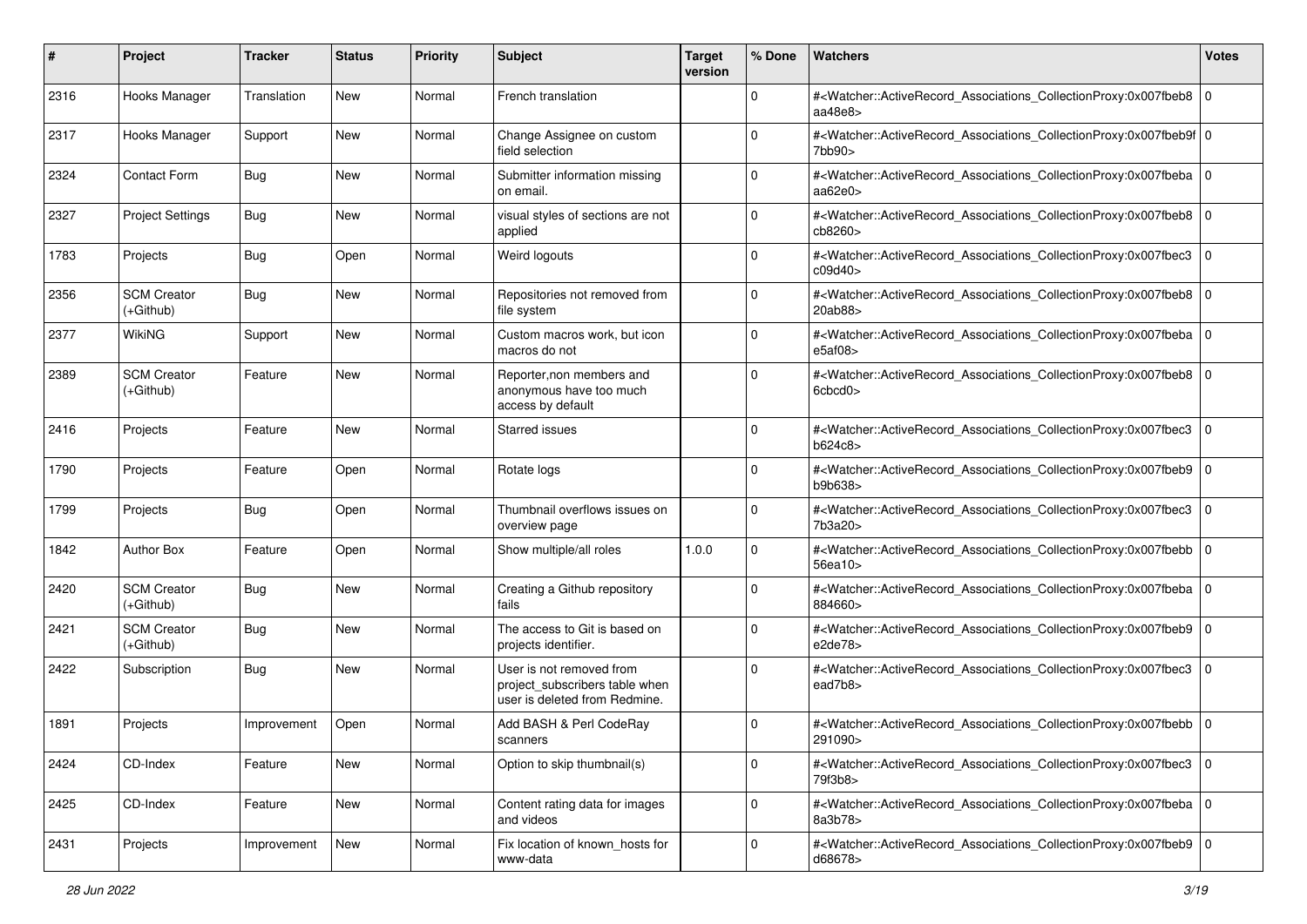| # | Project | Tracker | Status | Priority | Subject | Target version | % Done | Watchers | Votes |
|---|---|---|---|---|---|---|---|---|---|
| 2316 | Hooks Manager | Translation | New | Normal | French translation | | 0 | #<Watcher::ActiveRecord_Associations_CollectionProxy:0x007fbeb8aa48e8> | 0 |
| 2317 | Hooks Manager | Support | New | Normal | Change Assignee on custom field selection | | 0 | #<Watcher::ActiveRecord_Associations_CollectionProxy:0x007fbeb9f7bb90> | 0 |
| 2324 | Contact Form | Bug | New | Normal | Submitter information missing on email. | | 0 | #<Watcher::ActiveRecord_Associations_CollectionProxy:0x007fbebaaa62e0> | 0 |
| 2327 | Project Settings | Bug | New | Normal | visual styles of sections are not applied | | 0 | #<Watcher::ActiveRecord_Associations_CollectionProxy:0x007fbeb8cb8260> | 0 |
| 1783 | Projects | Bug | Open | Normal | Weird logouts | | 0 | #<Watcher::ActiveRecord_Associations_CollectionProxy:0x007fbec3c09d40> | 0 |
| 2356 | SCM Creator (+Github) | Bug | New | Normal | Repositories not removed from file system | | 0 | #<Watcher::ActiveRecord_Associations_CollectionProxy:0x007fbeb820ab88> | 0 |
| 2377 | WikiNG | Support | New | Normal | Custom macros work, but icon macros do not | | 0 | #<Watcher::ActiveRecord_Associations_CollectionProxy:0x007fbebae5af08> | 0 |
| 2389 | SCM Creator (+Github) | Feature | New | Normal | Reporter,non members and anonymous have too much access by default | | 0 | #<Watcher::ActiveRecord_Associations_CollectionProxy:0x007fbeb86cbcd0> | 0 |
| 2416 | Projects | Feature | New | Normal | Starred issues | | 0 | #<Watcher::ActiveRecord_Associations_CollectionProxy:0x007fbec3b624c8> | 0 |
| 1790 | Projects | Feature | Open | Normal | Rotate logs | | 0 | #<Watcher::ActiveRecord_Associations_CollectionProxy:0x007fbeb9b9b638> | 0 |
| 1799 | Projects | Bug | Open | Normal | Thumbnail overflows issues on overview page | | 0 | #<Watcher::ActiveRecord_Associations_CollectionProxy:0x007fbec37b3a20> | 0 |
| 1842 | Author Box | Feature | Open | Normal | Show multiple/all roles | 1.0.0 | 0 | #<Watcher::ActiveRecord_Associations_CollectionProxy:0x007fbebb56ea10> | 0 |
| 2420 | SCM Creator (+Github) | Bug | New | Normal | Creating a Github repository fails | | 0 | #<Watcher::ActiveRecord_Associations_CollectionProxy:0x007fbeba884660> | 0 |
| 2421 | SCM Creator (+Github) | Bug | New | Normal | The access to Git is based on projects identifier. | | 0 | #<Watcher::ActiveRecord_Associations_CollectionProxy:0x007fbeb9e2de78> | 0 |
| 2422 | Subscription | Bug | New | Normal | User is not removed from project_subscribers table when user is deleted from Redmine. | | 0 | #<Watcher::ActiveRecord_Associations_CollectionProxy:0x007fbec3ead7b8> | 0 |
| 1891 | Projects | Improvement | Open | Normal | Add BASH & Perl CodeRay scanners | | 0 | #<Watcher::ActiveRecord_Associations_CollectionProxy:0x007fbebb291090> | 0 |
| 2424 | CD-Index | Feature | New | Normal | Option to skip thumbnail(s) | | 0 | #<Watcher::ActiveRecord_Associations_CollectionProxy:0x007fbec379f3b8> | 0 |
| 2425 | CD-Index | Feature | New | Normal | Content rating data for images and videos | | 0 | #<Watcher::ActiveRecord_Associations_CollectionProxy:0x007fbeba8a3b78> | 0 |
| 2431 | Projects | Improvement | New | Normal | Fix location of known_hosts for www-data | | 0 | #<Watcher::ActiveRecord_Associations_CollectionProxy:0x007fbeb9d68678> | 0 |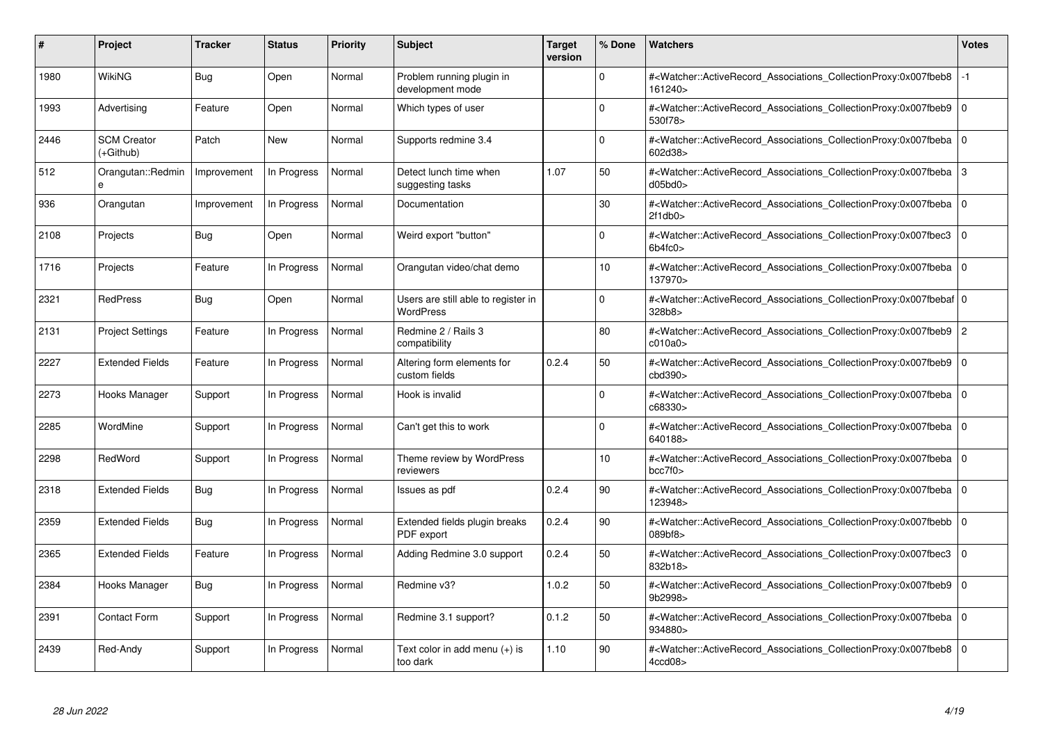| # | Project | Tracker | Status | Priority | Subject | Target version | % Done | Watchers | Votes |
|---|---|---|---|---|---|---|---|---|---|
| 1980 | WikiNG | Bug | Open | Normal | Problem running plugin in development mode | | 0 | #<Watcher::ActiveRecord_Associations_CollectionProxy:0x007fbeb8161240> | -1 |
| 1993 | Advertising | Feature | Open | Normal | Which types of user | | 0 | #<Watcher::ActiveRecord_Associations_CollectionProxy:0x007fbeb9530f78> | 0 |
| 2446 | SCM Creator (+Github) | Patch | New | Normal | Supports redmine 3.4 | | 0 | #<Watcher::ActiveRecord_Associations_CollectionProxy:0x007fbeba602d38> | 0 |
| 512 | Orangutan::Redmine | Improvement | In Progress | Normal | Detect lunch time when suggesting tasks | 1.07 | 50 | #<Watcher::ActiveRecord_Associations_CollectionProxy:0x007fbebad05bd0> | 3 |
| 936 | Orangutan | Improvement | In Progress | Normal | Documentation | | 30 | #<Watcher::ActiveRecord_Associations_CollectionProxy:0x007fbeba2f1db0> | 0 |
| 2108 | Projects | Bug | Open | Normal | Weird export "button" | | 0 | #<Watcher::ActiveRecord_Associations_CollectionProxy:0x007fbec36b4fc0> | 0 |
| 1716 | Projects | Feature | In Progress | Normal | Orangutan video/chat demo | | 10 | #<Watcher::ActiveRecord_Associations_CollectionProxy:0x007fbeba137970> | 0 |
| 2321 | RedPress | Bug | Open | Normal | Users are still able to register in WordPress | | 0 | #<Watcher::ActiveRecord_Associations_CollectionProxy:0x007fbebaf328b8> | 0 |
| 2131 | Project Settings | Feature | In Progress | Normal | Redmine 2 / Rails 3 compatibility | | 80 | #<Watcher::ActiveRecord_Associations_CollectionProxy:0x007fbeb9c010a0> | 2 |
| 2227 | Extended Fields | Feature | In Progress | Normal | Altering form elements for custom fields | 0.2.4 | 50 | #<Watcher::ActiveRecord_Associations_CollectionProxy:0x007fbeb9cbd390> | 0 |
| 2273 | Hooks Manager | Support | In Progress | Normal | Hook is invalid | | 0 | #<Watcher::ActiveRecord_Associations_CollectionProxy:0x007fbebac68330> | 0 |
| 2285 | WordMine | Support | In Progress | Normal | Can't get this to work | | 0 | #<Watcher::ActiveRecord_Associations_CollectionProxy:0x007fbeba640188> | 0 |
| 2298 | RedWord | Support | In Progress | Normal | Theme review by WordPress reviewers | | 10 | #<Watcher::ActiveRecord_Associations_CollectionProxy:0x007fbebabcc7f0> | 0 |
| 2318 | Extended Fields | Bug | In Progress | Normal | Issues as pdf | 0.2.4 | 90 | #<Watcher::ActiveRecord_Associations_CollectionProxy:0x007fbeba123948> | 0 |
| 2359 | Extended Fields | Bug | In Progress | Normal | Extended fields plugin breaks PDF export | 0.2.4 | 90 | #<Watcher::ActiveRecord_Associations_CollectionProxy:0x007fbebb089bf8> | 0 |
| 2365 | Extended Fields | Feature | In Progress | Normal | Adding Redmine 3.0 support | 0.2.4 | 50 | #<Watcher::ActiveRecord_Associations_CollectionProxy:0x007fbec3832b18> | 0 |
| 2384 | Hooks Manager | Bug | In Progress | Normal | Redmine v3? | 1.0.2 | 50 | #<Watcher::ActiveRecord_Associations_CollectionProxy:0x007fbeb99b2998> | 0 |
| 2391 | Contact Form | Support | In Progress | Normal | Redmine 3.1 support? | 0.1.2 | 50 | #<Watcher::ActiveRecord_Associations_CollectionProxy:0x007fbeba934880> | 0 |
| 2439 | Red-Andy | Support | In Progress | Normal | Text color in add menu (+) is too dark | 1.10 | 90 | #<Watcher::ActiveRecord_Associations_CollectionProxy:0x007fbeb84ccd08> | 0 |

*28 Jun 2022*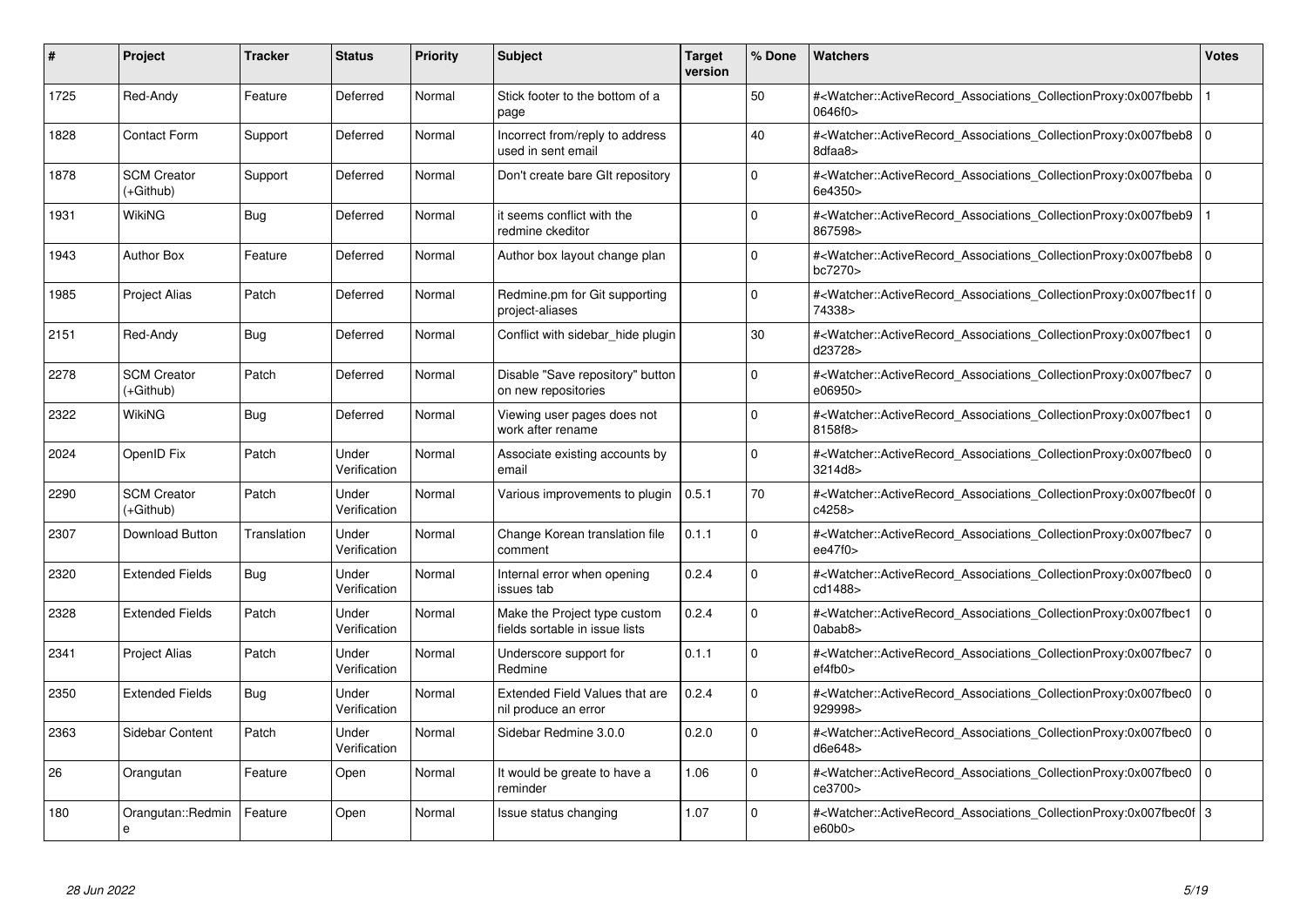| # | Project | Tracker | Status | Priority | Subject | Target version | % Done | Watchers | Votes |
|---|---|---|---|---|---|---|---|---|---|
| 1725 | Red-Andy | Feature | Deferred | Normal | Stick footer to the bottom of a page | | 50 | #<Watcher::ActiveRecord_Associations_CollectionProxy:0x007fbebb0646f0> | 1 |
| 1828 | Contact Form | Support | Deferred | Normal | Incorrect from/reply to address used in sent email | | 40 | #<Watcher::ActiveRecord_Associations_CollectionProxy:0x007fbeb88dfaa8> | 0 |
| 1878 | SCM Creator (+Github) | Support | Deferred | Normal | Don't create bare GIt repository | | 0 | #<Watcher::ActiveRecord_Associations_CollectionProxy:0x007fbeba6e4350> | 0 |
| 1931 | WikiNG | Bug | Deferred | Normal | it seems conflict with the redmine ckeditor | | 0 | #<Watcher::ActiveRecord_Associations_CollectionProxy:0x007fbeb9867598> | 1 |
| 1943 | Author Box | Feature | Deferred | Normal | Author box layout change plan | | 0 | #<Watcher::ActiveRecord_Associations_CollectionProxy:0x007fbeb8bc7270> | 0 |
| 1985 | Project Alias | Patch | Deferred | Normal | Redmine.pm for Git supporting project-aliases | | 0 | #<Watcher::ActiveRecord_Associations_CollectionProxy:0x007fbec1f74338> | 0 |
| 2151 | Red-Andy | Bug | Deferred | Normal | Conflict with sidebar_hide plugin | | 30 | #<Watcher::ActiveRecord_Associations_CollectionProxy:0x007fbec1d23728> | 0 |
| 2278 | SCM Creator (+Github) | Patch | Deferred | Normal | Disable "Save repository" button on new repositories | | 0 | #<Watcher::ActiveRecord_Associations_CollectionProxy:0x007fbec7e06950> | 0 |
| 2322 | WikiNG | Bug | Deferred | Normal | Viewing user pages does not work after rename | | 0 | #<Watcher::ActiveRecord_Associations_CollectionProxy:0x007fbec18158f8> | 0 |
| 2024 | OpenID Fix | Patch | Under Verification | Normal | Associate existing accounts by email | | 0 | #<Watcher::ActiveRecord_Associations_CollectionProxy:0x007fbec03214d8> | 0 |
| 2290 | SCM Creator (+Github) | Patch | Under Verification | Normal | Various improvements to plugin | 0.5.1 | 70 | #<Watcher::ActiveRecord_Associations_CollectionProxy:0x007fbec0fc4258> | 0 |
| 2307 | Download Button | Translation | Under Verification | Normal | Change Korean translation file comment | 0.1.1 | 0 | #<Watcher::ActiveRecord_Associations_CollectionProxy:0x007fbec7ee47f0> | 0 |
| 2320 | Extended Fields | Bug | Under Verification | Normal | Internal error when opening issues tab | 0.2.4 | 0 | #<Watcher::ActiveRecord_Associations_CollectionProxy:0x007fbec0cd1488> | 0 |
| 2328 | Extended Fields | Patch | Under Verification | Normal | Make the Project type custom fields sortable in issue lists | 0.2.4 | 0 | #<Watcher::ActiveRecord_Associations_CollectionProxy:0x007fbec10abab8> | 0 |
| 2341 | Project Alias | Patch | Under Verification | Normal | Underscore support for Redmine | 0.1.1 | 0 | #<Watcher::ActiveRecord_Associations_CollectionProxy:0x007fbec7ef4fb0> | 0 |
| 2350 | Extended Fields | Bug | Under Verification | Normal | Extended Field Values that are nil produce an error | 0.2.4 | 0 | #<Watcher::ActiveRecord_Associations_CollectionProxy:0x007fbec0929998> | 0 |
| 2363 | Sidebar Content | Patch | Under Verification | Normal | Sidebar Redmine 3.0.0 | 0.2.0 | 0 | #<Watcher::ActiveRecord_Associations_CollectionProxy:0x007fbec0d6e648> | 0 |
| 26 | Orangutan | Feature | Open | Normal | It would be greate to have a reminder | 1.06 | 0 | #<Watcher::ActiveRecord_Associations_CollectionProxy:0x007fbec0ce3700> | 0 |
| 180 | Orangutan::Redmine | Feature | Open | Normal | Issue status changing | 1.07 | 0 | #<Watcher::ActiveRecord_Associations_CollectionProxy:0x007fbec0fe60b0> | 3 |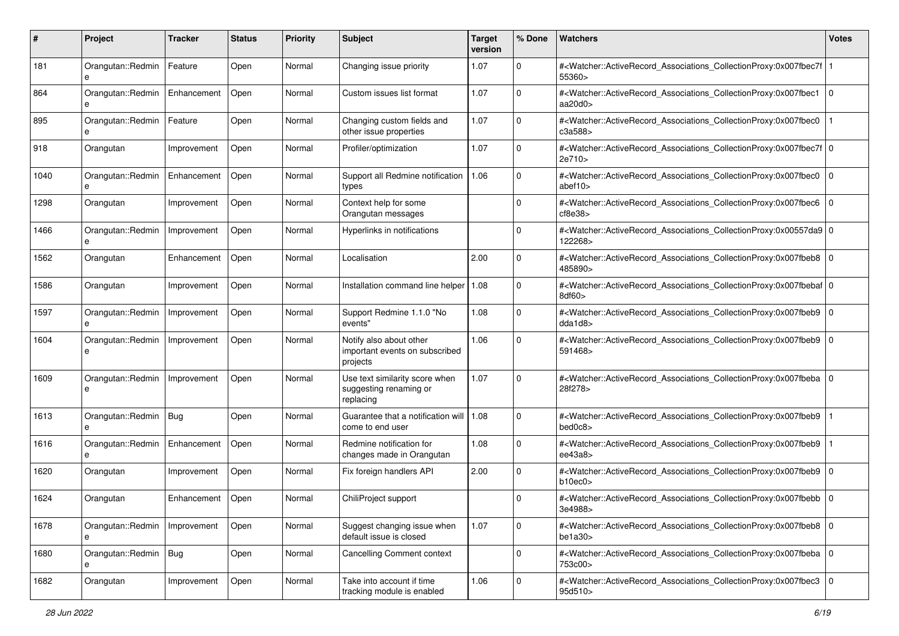| # | Project | Tracker | Status | Priority | Subject | Target version | % Done | Watchers | Votes |
|---|---|---|---|---|---|---|---|---|---|
| 181 | Orangutan::Redmine | Feature | Open | Normal | Changing issue priority | 1.07 | 0 | #<Watcher::ActiveRecord_Associations_CollectionProxy:0x007fbec7f55360> | 1 |
| 864 | Orangutan::Redmine | Enhancement | Open | Normal | Custom issues list format | 1.07 | 0 | #<Watcher::ActiveRecord_Associations_CollectionProxy:0x007fbec1aa20d0> | 0 |
| 895 | Orangutan::Redmine | Feature | Open | Normal | Changing custom fields and other issue properties | 1.07 | 0 | #<Watcher::ActiveRecord_Associations_CollectionProxy:0x007fbec0c3a588> | 1 |
| 918 | Orangutan | Improvement | Open | Normal | Profiler/optimization | 1.07 | 0 | #<Watcher::ActiveRecord_Associations_CollectionProxy:0x007fbec7f2e710> | 0 |
| 1040 | Orangutan::Redmine | Enhancement | Open | Normal | Support all Redmine notification types | 1.06 | 0 | #<Watcher::ActiveRecord_Associations_CollectionProxy:0x007fbec0abef10> | 0 |
| 1298 | Orangutan | Improvement | Open | Normal | Context help for some Orangutan messages | | 0 | #<Watcher::ActiveRecord_Associations_CollectionProxy:0x007fbec6cf8e38> | 0 |
| 1466 | Orangutan::Redmine | Improvement | Open | Normal | Hyperlinks in notifications | | 0 | #<Watcher::ActiveRecord_Associations_CollectionProxy:0x00557da9122268> | 0 |
| 1562 | Orangutan | Enhancement | Open | Normal | Localisation | 2.00 | 0 | #<Watcher::ActiveRecord_Associations_CollectionProxy:0x007fbeb8485890> | 0 |
| 1586 | Orangutan | Improvement | Open | Normal | Installation command line helper | 1.08 | 0 | #<Watcher::ActiveRecord_Associations_CollectionProxy:0x007fbebaf8df60> | 0 |
| 1597 | Orangutan::Redmine | Improvement | Open | Normal | Support Redmine 1.1.0 "No events" | 1.08 | 0 | #<Watcher::ActiveRecord_Associations_CollectionProxy:0x007fbeb9dda1d8> | 0 |
| 1604 | Orangutan::Redmine | Improvement | Open | Normal | Notify also about other important events on subscribed projects | 1.06 | 0 | #<Watcher::ActiveRecord_Associations_CollectionProxy:0x007fbeb9591468> | 0 |
| 1609 | Orangutan::Redmine | Improvement | Open | Normal | Use text similarity score when suggesting renaming or replacing | 1.07 | 0 | #<Watcher::ActiveRecord_Associations_CollectionProxy:0x007fbeba28f278> | 0 |
| 1613 | Orangutan::Redmine | Bug | Open | Normal | Guarantee that a notification will come to end user | 1.08 | 0 | #<Watcher::ActiveRecord_Associations_CollectionProxy:0x007fbeb9bed0c8> | 1 |
| 1616 | Orangutan::Redmine | Enhancement | Open | Normal | Redmine notification for changes made in Orangutan | 1.08 | 0 | #<Watcher::ActiveRecord_Associations_CollectionProxy:0x007fbeb9ee43a8> | 1 |
| 1620 | Orangutan | Improvement | Open | Normal | Fix foreign handlers API | 2.00 | 0 | #<Watcher::ActiveRecord_Associations_CollectionProxy:0x007fbeb9b10ec0> | 0 |
| 1624 | Orangutan | Enhancement | Open | Normal | ChiliProject support | | 0 | #<Watcher::ActiveRecord_Associations_CollectionProxy:0x007fbebb3e4988> | 0 |
| 1678 | Orangutan::Redmine | Improvement | Open | Normal | Suggest changing issue when default issue is closed | 1.07 | 0 | #<Watcher::ActiveRecord_Associations_CollectionProxy:0x007fbeb8be1a30> | 0 |
| 1680 | Orangutan::Redmine | Bug | Open | Normal | Cancelling Comment context | | 0 | #<Watcher::ActiveRecord_Associations_CollectionProxy:0x007fbeba753c00> | 0 |
| 1682 | Orangutan | Improvement | Open | Normal | Take into account if time tracking module is enabled | 1.06 | 0 | #<Watcher::ActiveRecord_Associations_CollectionProxy:0x007fbec395d510> | 0 |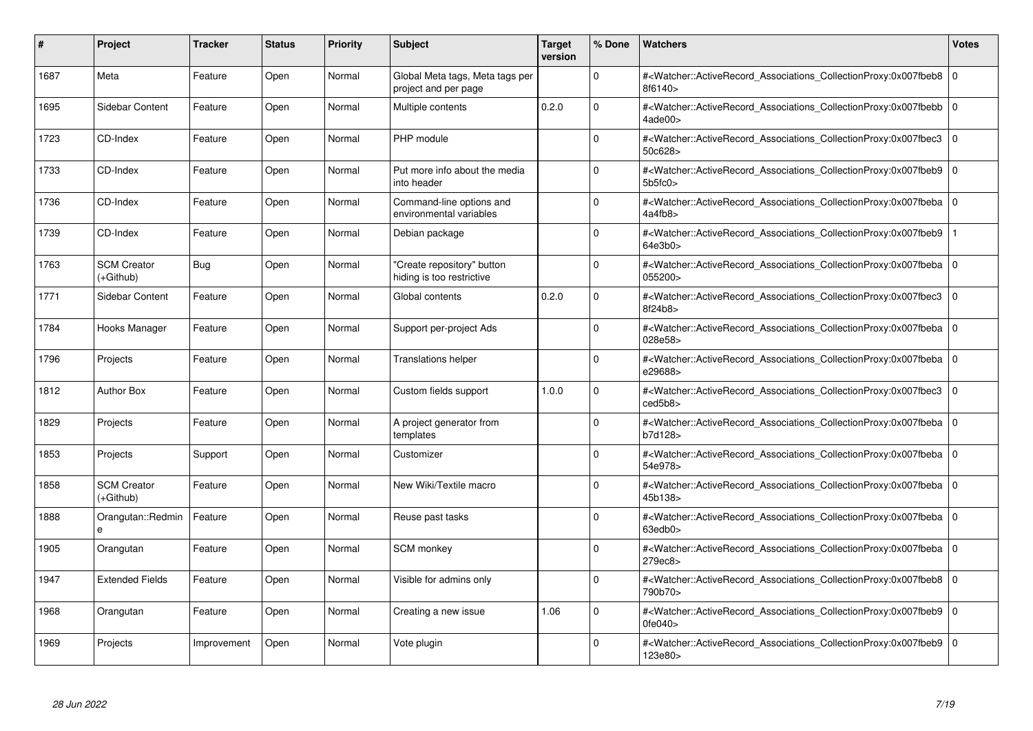| # | Project | Tracker | Status | Priority | Subject | Target version | % Done | Watchers | Votes |
|---|---|---|---|---|---|---|---|---|---|
| 1687 | Meta | Feature | Open | Normal | Global Meta tags, Meta tags per project and per page | | 0 | #<Watcher::ActiveRecord_Associations_CollectionProxy:0x007fbeb88f6140> | 0 |
| 1695 | Sidebar Content | Feature | Open | Normal | Multiple contents | 0.2.0 | 0 | #<Watcher::ActiveRecord_Associations_CollectionProxy:0x007fbebb4ade00> | 0 |
| 1723 | CD-Index | Feature | Open | Normal | PHP module | | 0 | #<Watcher::ActiveRecord_Associations_CollectionProxy:0x007fbec350c628> | 0 |
| 1733 | CD-Index | Feature | Open | Normal | Put more info about the media into header | | 0 | #<Watcher::ActiveRecord_Associations_CollectionProxy:0x007fbeb95b5fc0> | 0 |
| 1736 | CD-Index | Feature | Open | Normal | Command-line options and environmental variables | | 0 | #<Watcher::ActiveRecord_Associations_CollectionProxy:0x007fbeba4a4fb8> | 0 |
| 1739 | CD-Index | Feature | Open | Normal | Debian package | | 0 | #<Watcher::ActiveRecord_Associations_CollectionProxy:0x007fbeb964e3b0> | 1 |
| 1763 | SCM Creator (+Github) | Bug | Open | Normal | "Create repository" button hiding is too restrictive | | 0 | #<Watcher::ActiveRecord_Associations_CollectionProxy:0x007fbeba055200> | 0 |
| 1771 | Sidebar Content | Feature | Open | Normal | Global contents | 0.2.0 | 0 | #<Watcher::ActiveRecord_Associations_CollectionProxy:0x007fbec38f24b8> | 0 |
| 1784 | Hooks Manager | Feature | Open | Normal | Support per-project Ads | | 0 | #<Watcher::ActiveRecord_Associations_CollectionProxy:0x007fbeba028e58> | 0 |
| 1796 | Projects | Feature | Open | Normal | Translations helper | | 0 | #<Watcher::ActiveRecord_Associations_CollectionProxy:0x007fbebae29688> | 0 |
| 1812 | Author Box | Feature | Open | Normal | Custom fields support | 1.0.0 | 0 | #<Watcher::ActiveRecord_Associations_CollectionProxy:0x007fbec3ced5b8> | 0 |
| 1829 | Projects | Feature | Open | Normal | A project generator from templates | | 0 | #<Watcher::ActiveRecord_Associations_CollectionProxy:0x007fbebab7d128> | 0 |
| 1853 | Projects | Support | Open | Normal | Customizer | | 0 | #<Watcher::ActiveRecord_Associations_CollectionProxy:0x007fbeba54e978> | 0 |
| 1858 | SCM Creator (+Github) | Feature | Open | Normal | New Wiki/Textile macro | | 0 | #<Watcher::ActiveRecord_Associations_CollectionProxy:0x007fbeba45b138> | 0 |
| 1888 | Orangutan::Redmine | Feature | Open | Normal | Reuse past tasks | | 0 | #<Watcher::ActiveRecord_Associations_CollectionProxy:0x007fbeba63edb0> | 0 |
| 1905 | Orangutan | Feature | Open | Normal | SCM monkey | | 0 | #<Watcher::ActiveRecord_Associations_CollectionProxy:0x007fbeba279ec8> | 0 |
| 1947 | Extended Fields | Feature | Open | Normal | Visible for admins only | | 0 | #<Watcher::ActiveRecord_Associations_CollectionProxy:0x007fbeb8790b70> | 0 |
| 1968 | Orangutan | Feature | Open | Normal | Creating a new issue | 1.06 | 0 | #<Watcher::ActiveRecord_Associations_CollectionProxy:0x007fbeb90fe040> | 0 |
| 1969 | Projects | Improvement | Open | Normal | Vote plugin | | 0 | #<Watcher::ActiveRecord_Associations_CollectionProxy:0x007fbeb9123e80> | 0 |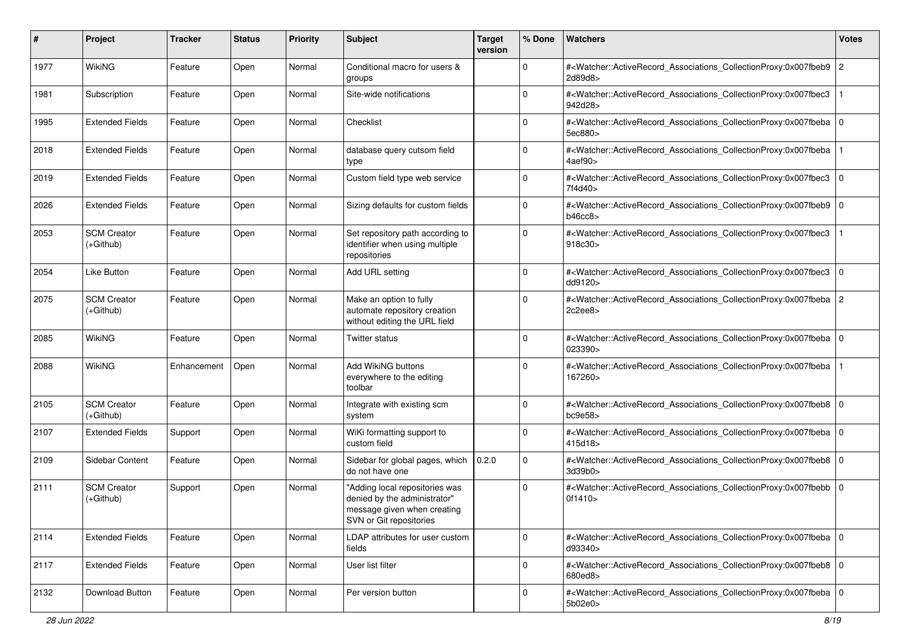| # | Project | Tracker | Status | Priority | Subject | Target version | % Done | Watchers | Votes |
|---|---|---|---|---|---|---|---|---|---|
| 1977 | WikiNG | Feature | Open | Normal | Conditional macro for users & groups | | 0 | #<Watcher::ActiveRecord_Associations_CollectionProxy:0x007fbeb92d89d8> | 2 |
| 1981 | Subscription | Feature | Open | Normal | Site-wide notifications | | 0 | #<Watcher::ActiveRecord_Associations_CollectionProxy:0x007fbec3942d28> | 1 |
| 1995 | Extended Fields | Feature | Open | Normal | Checklist | | 0 | #<Watcher::ActiveRecord_Associations_CollectionProxy:0x007fbeba5ec880> | 0 |
| 2018 | Extended Fields | Feature | Open | Normal | database query cutsom field type | | 0 | #<Watcher::ActiveRecord_Associations_CollectionProxy:0x007fbeba4aef90> | 1 |
| 2019 | Extended Fields | Feature | Open | Normal | Custom field type web service | | 0 | #<Watcher::ActiveRecord_Associations_CollectionProxy:0x007fbec37f4d40> | 0 |
| 2026 | Extended Fields | Feature | Open | Normal | Sizing defaults for custom fields | | 0 | #<Watcher::ActiveRecord_Associations_CollectionProxy:0x007fbeb9b46cc8> | 0 |
| 2053 | SCM Creator (+Github) | Feature | Open | Normal | Set repository path according to identifier when using multiple repositories | | 0 | #<Watcher::ActiveRecord_Associations_CollectionProxy:0x007fbec3918c30> | 1 |
| 2054 | Like Button | Feature | Open | Normal | Add URL setting | | 0 | #<Watcher::ActiveRecord_Associations_CollectionProxy:0x007fbec3dd9120> | 0 |
| 2075 | SCM Creator (+Github) | Feature | Open | Normal | Make an option to fully automate repository creation without editing the URL field | | 0 | #<Watcher::ActiveRecord_Associations_CollectionProxy:0x007fbeba2c2ee8> | 2 |
| 2085 | WikiNG | Feature | Open | Normal | Twitter status | | 0 | #<Watcher::ActiveRecord_Associations_CollectionProxy:0x007fbeba023390> | 0 |
| 2088 | WikiNG | Enhancement | Open | Normal | Add WikiNG buttons everywhere to the editing toolbar | | 0 | #<Watcher::ActiveRecord_Associations_CollectionProxy:0x007fbeba167260> | 1 |
| 2105 | SCM Creator (+Github) | Feature | Open | Normal | Integrate with existing scm system | | 0 | #<Watcher::ActiveRecord_Associations_CollectionProxy:0x007fbeb8bc9e58> | 0 |
| 2107 | Extended Fields | Support | Open | Normal | WiKi formatting support to custom field | | 0 | #<Watcher::ActiveRecord_Associations_CollectionProxy:0x007fbeba415d18> | 0 |
| 2109 | Sidebar Content | Feature | Open | Normal | Sidebar for global pages, which do not have one | 0.2.0 | 0 | #<Watcher::ActiveRecord_Associations_CollectionProxy:0x007fbeb83d39b0> | 0 |
| 2111 | SCM Creator (+Github) | Support | Open | Normal | "Adding local repositories was denied by the administrator" message given when creating SVN or Git repositories | | 0 | #<Watcher::ActiveRecord_Associations_CollectionProxy:0x007fbebb0f1410> | 0 |
| 2114 | Extended Fields | Feature | Open | Normal | LDAP attributes for user custom fields | | 0 | #<Watcher::ActiveRecord_Associations_CollectionProxy:0x007fbebad93340> | 0 |
| 2117 | Extended Fields | Feature | Open | Normal | User list filter | | 0 | #<Watcher::ActiveRecord_Associations_CollectionProxy:0x007fbeb8680ed8> | 0 |
| 2132 | Download Button | Feature | Open | Normal | Per version button | | 0 | #<Watcher::ActiveRecord_Associations_CollectionProxy:0x007fbeba5b02e0> | 0 |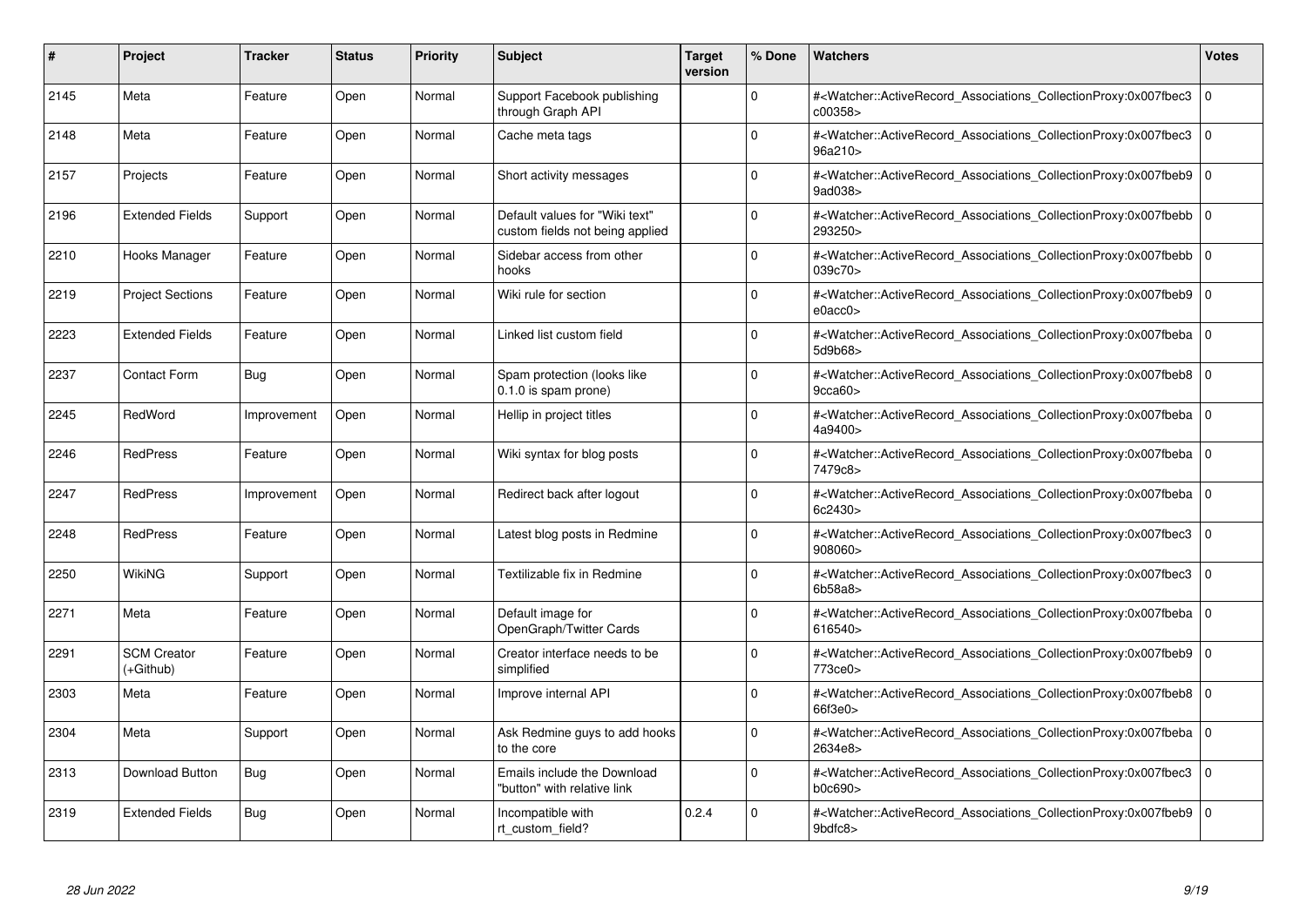| # | Project | Tracker | Status | Priority | Subject | Target version | % Done | Watchers | Votes |
|---|---|---|---|---|---|---|---|---|---|
| 2145 | Meta | Feature | Open | Normal | Support Facebook publishing through Graph API | | 0 | #<Watcher::ActiveRecord_Associations_CollectionProxy:0x007fbec3c00358> | 0 |
| 2148 | Meta | Feature | Open | Normal | Cache meta tags | | 0 | #<Watcher::ActiveRecord_Associations_CollectionProxy:0x007fbec396a210> | 0 |
| 2157 | Projects | Feature | Open | Normal | Short activity messages | | 0 | #<Watcher::ActiveRecord_Associations_CollectionProxy:0x007fbeb99ad038> | 0 |
| 2196 | Extended Fields | Support | Open | Normal | Default values for "Wiki text" custom fields not being applied | | 0 | #<Watcher::ActiveRecord_Associations_CollectionProxy:0x007fbebb293250> | 0 |
| 2210 | Hooks Manager | Feature | Open | Normal | Sidebar access from other hooks | | 0 | #<Watcher::ActiveRecord_Associations_CollectionProxy:0x007fbebb039c70> | 0 |
| 2219 | Project Sections | Feature | Open | Normal | Wiki rule for section | | 0 | #<Watcher::ActiveRecord_Associations_CollectionProxy:0x007fbeb9e0acc0> | 0 |
| 2223 | Extended Fields | Feature | Open | Normal | Linked list custom field | | 0 | #<Watcher::ActiveRecord_Associations_CollectionProxy:0x007fbeba5d9b68> | 0 |
| 2237 | Contact Form | Bug | Open | Normal | Spam protection (looks like 0.1.0 is spam prone) | | 0 | #<Watcher::ActiveRecord_Associations_CollectionProxy:0x007fbeb89cca60> | 0 |
| 2245 | RedWord | Improvement | Open | Normal | Hellip in project titles | | 0 | #<Watcher::ActiveRecord_Associations_CollectionProxy:0x007fbeba4a9400> | 0 |
| 2246 | RedPress | Feature | Open | Normal | Wiki syntax for blog posts | | 0 | #<Watcher::ActiveRecord_Associations_CollectionProxy:0x007fbeba7479c8> | 0 |
| 2247 | RedPress | Improvement | Open | Normal | Redirect back after logout | | 0 | #<Watcher::ActiveRecord_Associations_CollectionProxy:0x007fbeba6c2430> | 0 |
| 2248 | RedPress | Feature | Open | Normal | Latest blog posts in Redmine | | 0 | #<Watcher::ActiveRecord_Associations_CollectionProxy:0x007fbec3908060> | 0 |
| 2250 | WikiNG | Support | Open | Normal | Textilizable fix in Redmine | | 0 | #<Watcher::ActiveRecord_Associations_CollectionProxy:0x007fbec36b58a8> | 0 |
| 2271 | Meta | Feature | Open | Normal | Default image for OpenGraph/Twitter Cards | | 0 | #<Watcher::ActiveRecord_Associations_CollectionProxy:0x007fbeba616540> | 0 |
| 2291 | SCM Creator (+Github) | Feature | Open | Normal | Creator interface needs to be simplified | | 0 | #<Watcher::ActiveRecord_Associations_CollectionProxy:0x007fbeb9773ce0> | 0 |
| 2303 | Meta | Feature | Open | Normal | Improve internal API | | 0 | #<Watcher::ActiveRecord_Associations_CollectionProxy:0x007fbeb866f3e0> | 0 |
| 2304 | Meta | Support | Open | Normal | Ask Redmine guys to add hooks to the core | | 0 | #<Watcher::ActiveRecord_Associations_CollectionProxy:0x007fbeba2634e8> | 0 |
| 2313 | Download Button | Bug | Open | Normal | Emails include the Download "button" with relative link | | 0 | #<Watcher::ActiveRecord_Associations_CollectionProxy:0x007fbec3b0c690> | 0 |
| 2319 | Extended Fields | Bug | Open | Normal | Incompatible with rt_custom_field? | 0.2.4 | 0 | #<Watcher::ActiveRecord_Associations_CollectionProxy:0x007fbeb99bdfc8> | 0 |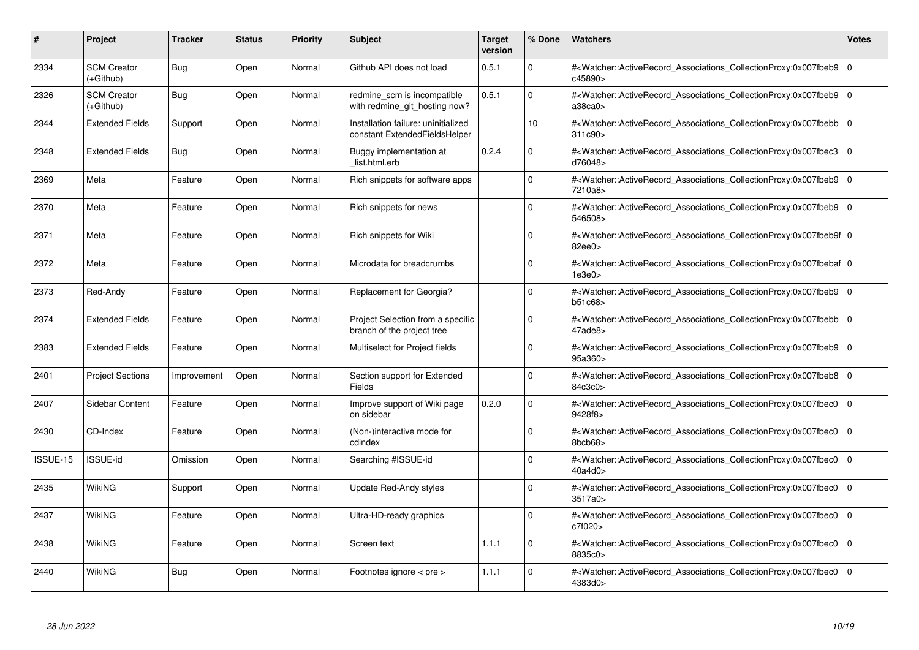| # | Project | Tracker | Status | Priority | Subject | Target version | % Done | Watchers | Votes |
|---|---|---|---|---|---|---|---|---|---|
| 2334 | SCM Creator (+Github) | Bug | Open | Normal | Github API does not load | 0.5.1 | 0 | #<Watcher::ActiveRecord_Associations_CollectionProxy:0x007fbeb9c45890> | 0 |
| 2326 | SCM Creator (+Github) | Bug | Open | Normal | redmine_scm is incompatible with redmine_git_hosting now? | 0.5.1 | 0 | #<Watcher::ActiveRecord_Associations_CollectionProxy:0x007fbeb9a38ca0> | 0 |
| 2344 | Extended Fields | Support | Open | Normal | Installation failure: uninitialized constant ExtendedFieldsHelper |  | 10 | #<Watcher::ActiveRecord_Associations_CollectionProxy:0x007fbebb311c90> | 0 |
| 2348 | Extended Fields | Bug | Open | Normal | Buggy implementation at _list.html.erb | 0.2.4 | 0 | #<Watcher::ActiveRecord_Associations_CollectionProxy:0x007fbec3d76048> | 0 |
| 2369 | Meta | Feature | Open | Normal | Rich snippets for software apps |  | 0 | #<Watcher::ActiveRecord_Associations_CollectionProxy:0x007fbeb97210a8> | 0 |
| 2370 | Meta | Feature | Open | Normal | Rich snippets for news |  | 0 | #<Watcher::ActiveRecord_Associations_CollectionProxy:0x007fbeb9546508> | 0 |
| 2371 | Meta | Feature | Open | Normal | Rich snippets for Wiki |  | 0 | #<Watcher::ActiveRecord_Associations_CollectionProxy:0x007fbeb9f82ee0> | 0 |
| 2372 | Meta | Feature | Open | Normal | Microdata for breadcrumbs |  | 0 | #<Watcher::ActiveRecord_Associations_CollectionProxy:0x007fbebaf1e3e0> | 0 |
| 2373 | Red-Andy | Feature | Open | Normal | Replacement for Georgia? |  | 0 | #<Watcher::ActiveRecord_Associations_CollectionProxy:0x007fbeb9b51c68> | 0 |
| 2374 | Extended Fields | Feature | Open | Normal | Project Selection from a specific branch of the project tree |  | 0 | #<Watcher::ActiveRecord_Associations_CollectionProxy:0x007fbebb47ade8> | 0 |
| 2383 | Extended Fields | Feature | Open | Normal | Multiselect for Project fields |  | 0 | #<Watcher::ActiveRecord_Associations_CollectionProxy:0x007fbeb995a360> | 0 |
| 2401 | Project Sections | Improvement | Open | Normal | Section support for Extended Fields |  | 0 | #<Watcher::ActiveRecord_Associations_CollectionProxy:0x007fbeb884c3c0> | 0 |
| 2407 | Sidebar Content | Feature | Open | Normal | Improve support of Wiki page on sidebar | 0.2.0 | 0 | #<Watcher::ActiveRecord_Associations_CollectionProxy:0x007fbec09428f8> | 0 |
| 2430 | CD-Index | Feature | Open | Normal | (Non-)interactive mode for cdindex |  | 0 | #<Watcher::ActiveRecord_Associations_CollectionProxy:0x007fbec08bcb68> | 0 |
| ISSUE-15 | ISSUE-id | Omission | Open | Normal | Searching #ISSUE-id |  | 0 | #<Watcher::ActiveRecord_Associations_CollectionProxy:0x007fbec040a4d0> | 0 |
| 2435 | WikiNG | Support | Open | Normal | Update Red-Andy styles |  | 0 | #<Watcher::ActiveRecord_Associations_CollectionProxy:0x007fbec03517a0> | 0 |
| 2437 | WikiNG | Feature | Open | Normal | Ultra-HD-ready graphics |  | 0 | #<Watcher::ActiveRecord_Associations_CollectionProxy:0x007fbec0c7f020> | 0 |
| 2438 | WikiNG | Feature | Open | Normal | Screen text | 1.1.1 | 0 | #<Watcher::ActiveRecord_Associations_CollectionProxy:0x007fbec08835c0> | 0 |
| 2440 | WikiNG | Bug | Open | Normal | Footnotes ignore < pre > | 1.1.1 | 0 | #<Watcher::ActiveRecord_Associations_CollectionProxy:0x007fbec04383d0> | 0 |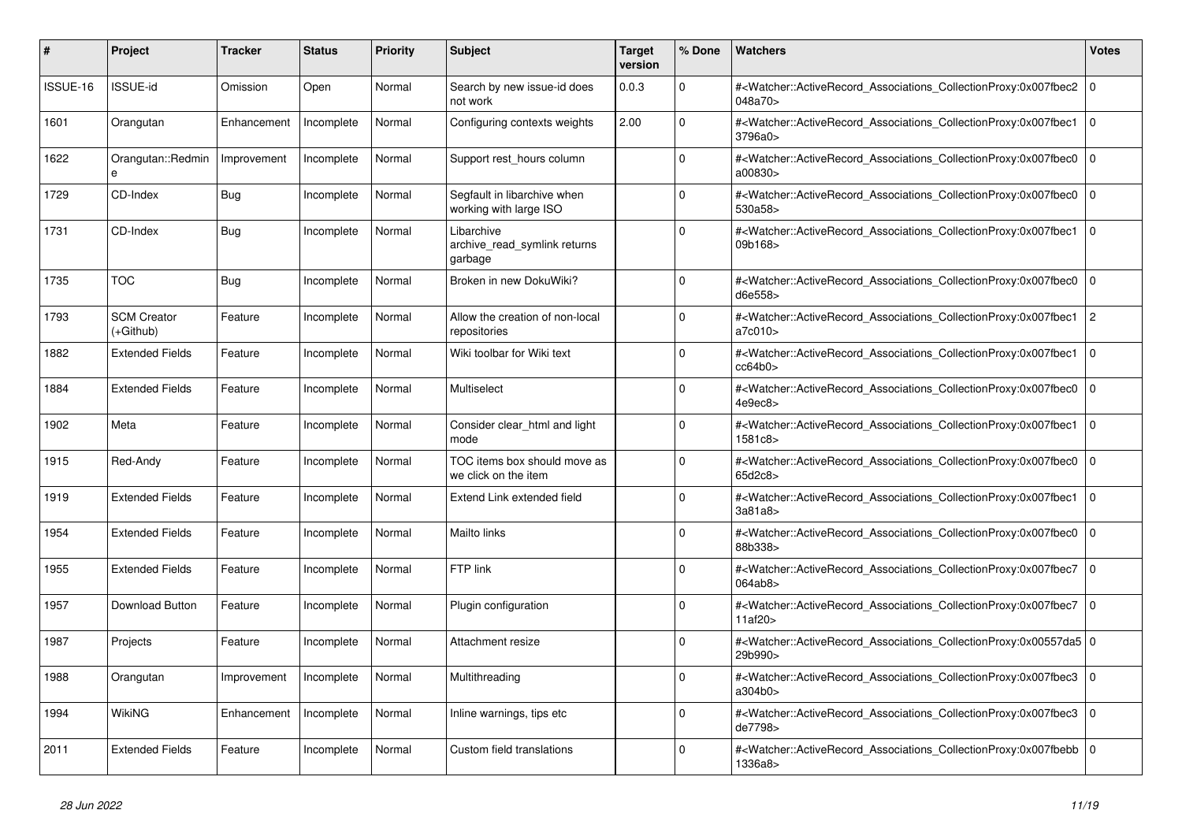| # | Project | Tracker | Status | Priority | Subject | Target version | % Done | Watchers | Votes |
|---|---|---|---|---|---|---|---|---|---|
| ISSUE-16 | ISSUE-id | Omission | Open | Normal | Search by new issue-id does not work | 0.0.3 | 0 | #<Watcher::ActiveRecord_Associations_CollectionProxy:0x007fbec2048a70> | 0 |
| 1601 | Orangutan | Enhancement | Incomplete | Normal | Configuring contexts weights | 2.00 | 0 | #<Watcher::ActiveRecord_Associations_CollectionProxy:0x007fbec13796a0> | 0 |
| 1622 | Orangutan::Redmine | Improvement | Incomplete | Normal | Support rest_hours column | | 0 | #<Watcher::ActiveRecord_Associations_CollectionProxy:0x007fbec0a00830> | 0 |
| 1729 | CD-Index | Bug | Incomplete | Normal | Segfault in libarchive when working with large ISO | | 0 | #<Watcher::ActiveRecord_Associations_CollectionProxy:0x007fbec0530a58> | 0 |
| 1731 | CD-Index | Bug | Incomplete | Normal | Libarchive archive_read_symlink returns garbage | | 0 | #<Watcher::ActiveRecord_Associations_CollectionProxy:0x007fbec109b168> | 0 |
| 1735 | TOC | Bug | Incomplete | Normal | Broken in new DokuWiki? | | 0 | #<Watcher::ActiveRecord_Associations_CollectionProxy:0x007fbec0d6e558> | 0 |
| 1793 | SCM Creator (+Github) | Feature | Incomplete | Normal | Allow the creation of non-local repositories | | 0 | #<Watcher::ActiveRecord_Associations_CollectionProxy:0x007fbec1a7c010> | 2 |
| 1882 | Extended Fields | Feature | Incomplete | Normal | Wiki toolbar for Wiki text | | 0 | #<Watcher::ActiveRecord_Associations_CollectionProxy:0x007fbec1cc64b0> | 0 |
| 1884 | Extended Fields | Feature | Incomplete | Normal | Multiselect | | 0 | #<Watcher::ActiveRecord_Associations_CollectionProxy:0x007fbec04e9ec8> | 0 |
| 1902 | Meta | Feature | Incomplete | Normal | Consider clear_html and light mode | | 0 | #<Watcher::ActiveRecord_Associations_CollectionProxy:0x007fbec11581c8> | 0 |
| 1915 | Red-Andy | Feature | Incomplete | Normal | TOC items box should move as we click on the item | | 0 | #<Watcher::ActiveRecord_Associations_CollectionProxy:0x007fbec065d2c8> | 0 |
| 1919 | Extended Fields | Feature | Incomplete | Normal | Extend Link extended field | | 0 | #<Watcher::ActiveRecord_Associations_CollectionProxy:0x007fbec13a81a8> | 0 |
| 1954 | Extended Fields | Feature | Incomplete | Normal | Mailto links | | 0 | #<Watcher::ActiveRecord_Associations_CollectionProxy:0x007fbec088b338> | 0 |
| 1955 | Extended Fields | Feature | Incomplete | Normal | FTP link | | 0 | #<Watcher::ActiveRecord_Associations_CollectionProxy:0x007fbec7064ab8> | 0 |
| 1957 | Download Button | Feature | Incomplete | Normal | Plugin configuration | | 0 | #<Watcher::ActiveRecord_Associations_CollectionProxy:0x007fbec711af20> | 0 |
| 1987 | Projects | Feature | Incomplete | Normal | Attachment resize | | 0 | #<Watcher::ActiveRecord_Associations_CollectionProxy:0x00557da529b990> | 0 |
| 1988 | Orangutan | Improvement | Incomplete | Normal | Multithreading | | 0 | #<Watcher::ActiveRecord_Associations_CollectionProxy:0x007fbec3a304b0> | 0 |
| 1994 | WikiNG | Enhancement | Incomplete | Normal | Inline warnings, tips etc | | 0 | #<Watcher::ActiveRecord_Associations_CollectionProxy:0x007fbec3de7798> | 0 |
| 2011 | Extended Fields | Feature | Incomplete | Normal | Custom field translations | | 0 | #<Watcher::ActiveRecord_Associations_CollectionProxy:0x007fbebb1336a8> | 0 |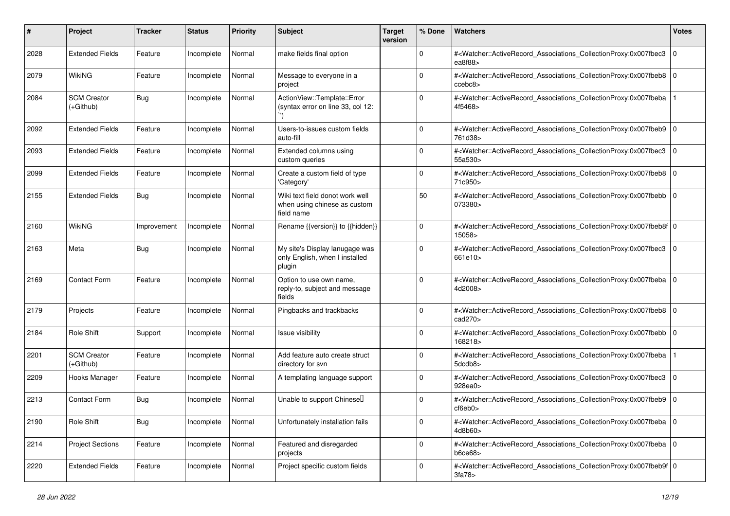| # | Project | Tracker | Status | Priority | Subject | Target version | % Done | Watchers | Votes |
|---|---|---|---|---|---|---|---|---|---|
| 2028 | Extended Fields | Feature | Incomplete | Normal | make fields final option | | 0 | #<Watcher::ActiveRecord_Associations_CollectionProxy:0x007fbec3ea8f88> | 0 |
| 2079 | WikiNG | Feature | Incomplete | Normal | Message to everyone in a project | | 0 | #<Watcher::ActiveRecord_Associations_CollectionProxy:0x007fbeb8ccebc8> | 0 |
| 2084 | SCM Creator (+Github) | Bug | Incomplete | Normal | ActionView::Template::Error (syntax error on line 33, col 12: ``) | | 0 | #<Watcher::ActiveRecord_Associations_CollectionProxy:0x007fbeba4f5468> | 1 |
| 2092 | Extended Fields | Feature | Incomplete | Normal | Users-to-issues custom fields auto-fill | | 0 | #<Watcher::ActiveRecord_Associations_CollectionProxy:0x007fbeb9761d38> | 0 |
| 2093 | Extended Fields | Feature | Incomplete | Normal | Extended columns using custom queries | | 0 | #<Watcher::ActiveRecord_Associations_CollectionProxy:0x007fbec355a530> | 0 |
| 2099 | Extended Fields | Feature | Incomplete | Normal | Create a custom field of type 'Category' | | 0 | #<Watcher::ActiveRecord_Associations_CollectionProxy:0x007fbeb871c950> | 0 |
| 2155 | Extended Fields | Bug | Incomplete | Normal | Wiki text field donot work well when using chinese as custom field name | | 50 | #<Watcher::ActiveRecord_Associations_CollectionProxy:0x007fbebb073380> | 0 |
| 2160 | WikiNG | Improvement | Incomplete | Normal | Rename {{version}} to {{hidden}} | | 0 | #<Watcher::ActiveRecord_Associations_CollectionProxy:0x007fbeb8f15058> | 0 |
| 2163 | Meta | Bug | Incomplete | Normal | My site's Display lanugage was only English, when I installed plugin | | 0 | #<Watcher::ActiveRecord_Associations_CollectionProxy:0x007fbec3661e10> | 0 |
| 2169 | Contact Form | Feature | Incomplete | Normal | Option to use own name, reply-to, subject and message fields | | 0 | #<Watcher::ActiveRecord_Associations_CollectionProxy:0x007fbeba4d2008> | 0 |
| 2179 | Projects | Feature | Incomplete | Normal | Pingbacks and trackbacks | | 0 | #<Watcher::ActiveRecord_Associations_CollectionProxy:0x007fbeb8cad270> | 0 |
| 2184 | Role Shift | Support | Incomplete | Normal | Issue visibility | | 0 | #<Watcher::ActiveRecord_Associations_CollectionProxy:0x007fbebb168218> | 0 |
| 2201 | SCM Creator (+Github) | Feature | Incomplete | Normal | Add feature auto create struct directory for svn | | 0 | #<Watcher::ActiveRecord_Associations_CollectionProxy:0x007fbeba5dcdb8> | 1 |
| 2209 | Hooks Manager | Feature | Incomplete | Normal | A templating language support | | 0 | #<Watcher::ActiveRecord_Associations_CollectionProxy:0x007fbec3928ea0> | 0 |
| 2213 | Contact Form | Bug | Incomplete | Normal | Unable to support Chinese | | 0 | #<Watcher::ActiveRecord_Associations_CollectionProxy:0x007fbeb9cf6eb0> | 0 |
| 2190 | Role Shift | Bug | Incomplete | Normal | Unfortunately installation fails | | 0 | #<Watcher::ActiveRecord_Associations_CollectionProxy:0x007fbeba4d8b60> | 0 |
| 2214 | Project Sections | Feature | Incomplete | Normal | Featured and disregarded projects | | 0 | #<Watcher::ActiveRecord_Associations_CollectionProxy:0x007fbebab6ce68> | 0 |
| 2220 | Extended Fields | Feature | Incomplete | Normal | Project specific custom fields | | 0 | #<Watcher::ActiveRecord_Associations_CollectionProxy:0x007fbeb9f3fa78> | 0 |

*28 Jun 2022*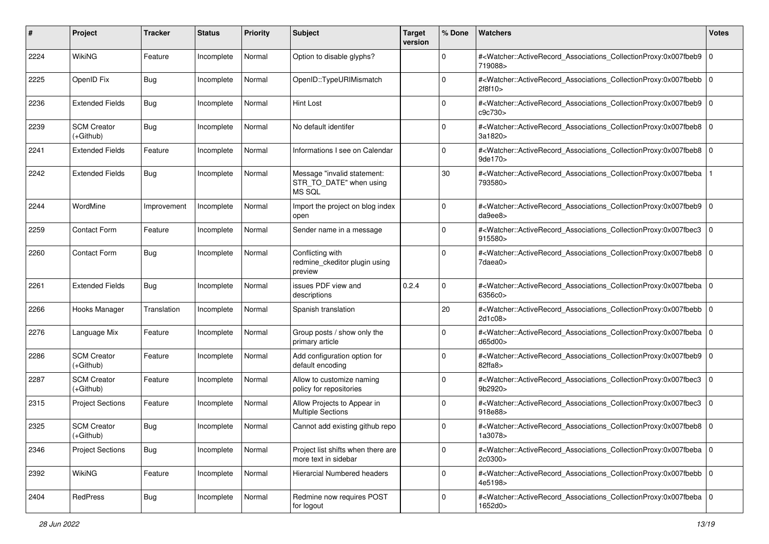| # | Project | Tracker | Status | Priority | Subject | Target version | % Done | Watchers | Votes |
|---|---|---|---|---|---|---|---|---|---|
| 2224 | WikiNG | Feature | Incomplete | Normal | Option to disable glyphs? | | 0 | #<Watcher::ActiveRecord_Associations_CollectionProxy:0x007fbeb9719088> | 0 |
| 2225 | OpenID Fix | Bug | Incomplete | Normal | OpenID::TypeURIMismatch | | 0 | #<Watcher::ActiveRecord_Associations_CollectionProxy:0x007fbebb2f8f10> | 0 |
| 2236 | Extended Fields | Bug | Incomplete | Normal | Hint Lost | | 0 | #<Watcher::ActiveRecord_Associations_CollectionProxy:0x007fbeb9c9c730> | 0 |
| 2239 | SCM Creator (+Github) | Bug | Incomplete | Normal | No default identifer | | 0 | #<Watcher::ActiveRecord_Associations_CollectionProxy:0x007fbeb83a1820> | 0 |
| 2241 | Extended Fields | Feature | Incomplete | Normal | Informations I see on Calendar | | 0 | #<Watcher::ActiveRecord_Associations_CollectionProxy:0x007fbeb89de170> | 0 |
| 2242 | Extended Fields | Bug | Incomplete | Normal | Message "invalid statement: STR_TO_DATE" when using MS SQL | | 30 | #<Watcher::ActiveRecord_Associations_CollectionProxy:0x007fbeba793580> | 1 |
| 2244 | WordMine | Improvement | Incomplete | Normal | Import the project on blog index open | | 0 | #<Watcher::ActiveRecord_Associations_CollectionProxy:0x007fbeb9da9ee8> | 0 |
| 2259 | Contact Form | Feature | Incomplete | Normal | Sender name in a message | | 0 | #<Watcher::ActiveRecord_Associations_CollectionProxy:0x007fbec3915580> | 0 |
| 2260 | Contact Form | Bug | Incomplete | Normal | Conflicting with redmine_ckeditor plugin using preview | | 0 | #<Watcher::ActiveRecord_Associations_CollectionProxy:0x007fbeb87daea0> | 0 |
| 2261 | Extended Fields | Bug | Incomplete | Normal | issues PDF view and descriptions | 0.2.4 | 0 | #<Watcher::ActiveRecord_Associations_CollectionProxy:0x007fbeba6356c0> | 0 |
| 2266 | Hooks Manager | Translation | Incomplete | Normal | Spanish translation | | 20 | #<Watcher::ActiveRecord_Associations_CollectionProxy:0x007fbebb2d1c08> | 0 |
| 2276 | Language Mix | Feature | Incomplete | Normal | Group posts / show only the primary article | | 0 | #<Watcher::ActiveRecord_Associations_CollectionProxy:0x007fbebad65d00> | 0 |
| 2286 | SCM Creator (+Github) | Feature | Incomplete | Normal | Add configuration option for default encoding | | 0 | #<Watcher::ActiveRecord_Associations_CollectionProxy:0x007fbeb982ffa8> | 0 |
| 2287 | SCM Creator (+Github) | Feature | Incomplete | Normal | Allow to customize naming policy for repositories | | 0 | #<Watcher::ActiveRecord_Associations_CollectionProxy:0x007fbec39b2920> | 0 |
| 2315 | Project Sections | Feature | Incomplete | Normal | Allow Projects to Appear in Multiple Sections | | 0 | #<Watcher::ActiveRecord_Associations_CollectionProxy:0x007fbec3918e88> | 0 |
| 2325 | SCM Creator (+Github) | Bug | Incomplete | Normal | Cannot add existing github repo | | 0 | #<Watcher::ActiveRecord_Associations_CollectionProxy:0x007fbeb81a3078> | 0 |
| 2346 | Project Sections | Bug | Incomplete | Normal | Project list shifts when there are more text in sidebar | | 0 | #<Watcher::ActiveRecord_Associations_CollectionProxy:0x007fbeba2c0300> | 0 |
| 2392 | WikiNG | Feature | Incomplete | Normal | Hierarcial Numbered headers | | 0 | #<Watcher::ActiveRecord_Associations_CollectionProxy:0x007fbebb4e5198> | 0 |
| 2404 | RedPress | Bug | Incomplete | Normal | Redmine now requires POST for logout | | 0 | #<Watcher::ActiveRecord_Associations_CollectionProxy:0x007fbeba1652d0> | 0 |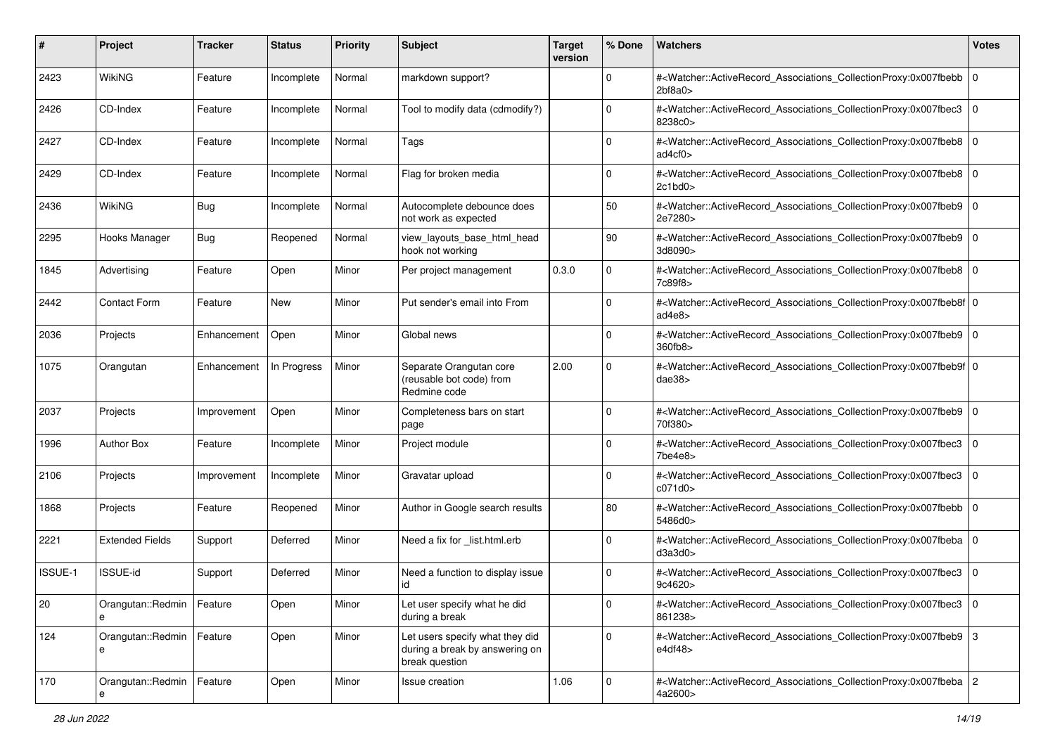| # | Project | Tracker | Status | Priority | Subject | Target version | % Done | Watchers | Votes |
|---|---|---|---|---|---|---|---|---|---|
| 2423 | WikiNG | Feature | Incomplete | Normal | markdown support? | | 0 | #<Watcher::ActiveRecord_Associations_CollectionProxy:0x007fbebb2bf8a0> | 0 |
| 2426 | CD-Index | Feature | Incomplete | Normal | Tool to modify data (cdmodify?) | | 0 | #<Watcher::ActiveRecord_Associations_CollectionProxy:0x007fbec38238c0> | 0 |
| 2427 | CD-Index | Feature | Incomplete | Normal | Tags | | 0 | #<Watcher::ActiveRecord_Associations_CollectionProxy:0x007fbeb8ad4cf0> | 0 |
| 2429 | CD-Index | Feature | Incomplete | Normal | Flag for broken media | | 0 | #<Watcher::ActiveRecord_Associations_CollectionProxy:0x007fbeb82c1bd0> | 0 |
| 2436 | WikiNG | Bug | Incomplete | Normal | Autocomplete debounce does not work as expected | | 50 | #<Watcher::ActiveRecord_Associations_CollectionProxy:0x007fbeb92e7280> | 0 |
| 2295 | Hooks Manager | Bug | Reopened | Normal | view_layouts_base_html_head hook not working | | 90 | #<Watcher::ActiveRecord_Associations_CollectionProxy:0x007fbeb93d8090> | 0 |
| 1845 | Advertising | Feature | Open | Minor | Per project management | 0.3.0 | 0 | #<Watcher::ActiveRecord_Associations_CollectionProxy:0x007fbeb87c89f8> | 0 |
| 2442 | Contact Form | Feature | New | Minor | Put sender's email into From | | 0 | #<Watcher::ActiveRecord_Associations_CollectionProxy:0x007fbeb8fad4e8> | 0 |
| 2036 | Projects | Enhancement | Open | Minor | Global news | | 0 | #<Watcher::ActiveRecord_Associations_CollectionProxy:0x007fbeb9360fb8> | 0 |
| 1075 | Orangutan | Enhancement | In Progress | Minor | Separate Orangutan core (reusable bot code) from Redmine code | 2.00 | 0 | #<Watcher::ActiveRecord_Associations_CollectionProxy:0x007fbeb9fdae38> | 0 |
| 2037 | Projects | Improvement | Open | Minor | Completeness bars on start page | | 0 | #<Watcher::ActiveRecord_Associations_CollectionProxy:0x007fbeb970f380> | 0 |
| 1996 | Author Box | Feature | Incomplete | Minor | Project module | | 0 | #<Watcher::ActiveRecord_Associations_CollectionProxy:0x007fbec37be4e8> | 0 |
| 2106 | Projects | Improvement | Incomplete | Minor | Gravatar upload | | 0 | #<Watcher::ActiveRecord_Associations_CollectionProxy:0x007fbec3c071d0> | 0 |
| 1868 | Projects | Feature | Reopened | Minor | Author in Google search results | | 80 | #<Watcher::ActiveRecord_Associations_CollectionProxy:0x007fbebb5486d0> | 0 |
| 2221 | Extended Fields | Support | Deferred | Minor | Need a fix for _list.html.erb | | 0 | #<Watcher::ActiveRecord_Associations_CollectionProxy:0x007fbebad3a3d0> | 0 |
| ISSUE-1 | ISSUE-id | Support | Deferred | Minor | Need a function to display issue id | | 0 | #<Watcher::ActiveRecord_Associations_CollectionProxy:0x007fbec39c4620> | 0 |
| 20 | Orangutan::Redmine | Feature | Open | Minor | Let user specify what he did during a break | | 0 | #<Watcher::ActiveRecord_Associations_CollectionProxy:0x007fbec3861238> | 0 |
| 124 | Orangutan::Redmine | Feature | Open | Minor | Let users specify what they did during a break by answering on break question | | 0 | #<Watcher::ActiveRecord_Associations_CollectionProxy:0x007fbeb9e4df48> | 3 |
| 170 | Orangutan::Redmine | Feature | Open | Minor | Issue creation | 1.06 | 0 | #<Watcher::ActiveRecord_Associations_CollectionProxy:0x007fbeba4a2600> | 2 |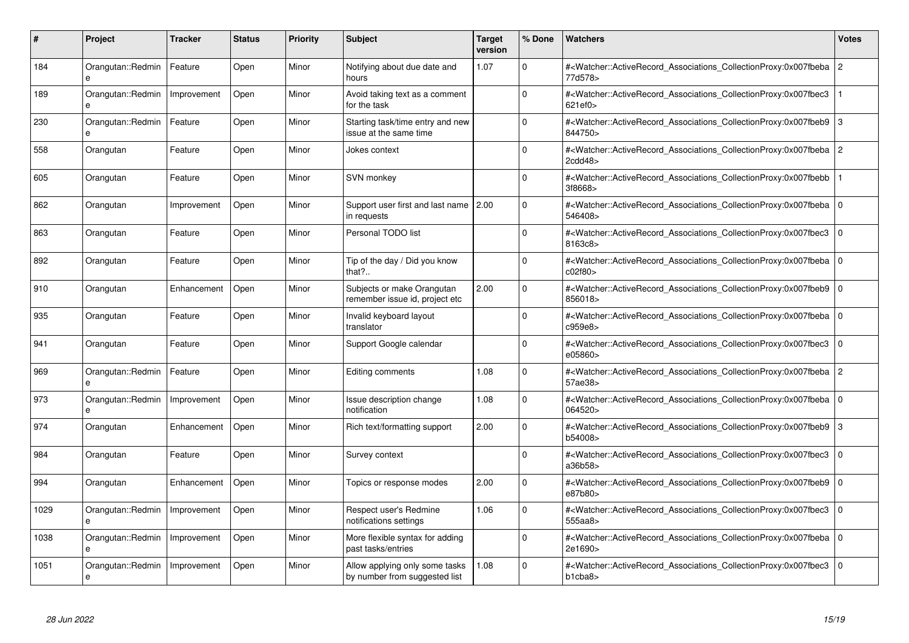| # | Project | Tracker | Status | Priority | Subject | Target version | % Done | Watchers | Votes |
|---|---|---|---|---|---|---|---|---|---|
| 184 | Orangutan::Redmine | Feature | Open | Minor | Notifying about due date and hours | 1.07 | 0 | #<Watcher::ActiveRecord_Associations_CollectionProxy:0x007fbeba77d578> | 2 |
| 189 | Orangutan::Redmine | Improvement | Open | Minor | Avoid taking text as a comment for the task | | 0 | #<Watcher::ActiveRecord_Associations_CollectionProxy:0x007fbec3621ef0> | 1 |
| 230 | Orangutan::Redmine | Feature | Open | Minor | Starting task/time entry and new issue at the same time | | 0 | #<Watcher::ActiveRecord_Associations_CollectionProxy:0x007fbeb9844750> | 3 |
| 558 | Orangutan | Feature | Open | Minor | Jokes context | | 0 | #<Watcher::ActiveRecord_Associations_CollectionProxy:0x007fbeba2cdd48> | 2 |
| 605 | Orangutan | Feature | Open | Minor | SVN monkey | | 0 | #<Watcher::ActiveRecord_Associations_CollectionProxy:0x007fbebb3f8668> | 1 |
| 862 | Orangutan | Improvement | Open | Minor | Support user first and last name in requests | 2.00 | 0 | #<Watcher::ActiveRecord_Associations_CollectionProxy:0x007fbeba546408> | 0 |
| 863 | Orangutan | Feature | Open | Minor | Personal TODO list | | 0 | #<Watcher::ActiveRecord_Associations_CollectionProxy:0x007fbec38163c8> | 0 |
| 892 | Orangutan | Feature | Open | Minor | Tip of the day / Did you know that?.. | | 0 | #<Watcher::ActiveRecord_Associations_CollectionProxy:0x007fbebac02f80> | 0 |
| 910 | Orangutan | Enhancement | Open | Minor | Subjects or make Orangutan remember issue id, project etc | 2.00 | 0 | #<Watcher::ActiveRecord_Associations_CollectionProxy:0x007fbeb9856018> | 0 |
| 935 | Orangutan | Feature | Open | Minor | Invalid keyboard layout translator | | 0 | #<Watcher::ActiveRecord_Associations_CollectionProxy:0x007fbebac959e8> | 0 |
| 941 | Orangutan | Feature | Open | Minor | Support Google calendar | | 0 | #<Watcher::ActiveRecord_Associations_CollectionProxy:0x007fbec3e05860> | 0 |
| 969 | Orangutan::Redmine | Feature | Open | Minor | Editing comments | 1.08 | 0 | #<Watcher::ActiveRecord_Associations_CollectionProxy:0x007fbeba57ae38> | 2 |
| 973 | Orangutan::Redmine | Improvement | Open | Minor | Issue description change notification | 1.08 | 0 | #<Watcher::ActiveRecord_Associations_CollectionProxy:0x007fbeba064520> | 0 |
| 974 | Orangutan | Enhancement | Open | Minor | Rich text/formatting support | 2.00 | 0 | #<Watcher::ActiveRecord_Associations_CollectionProxy:0x007fbeb9b54008> | 3 |
| 984 | Orangutan | Feature | Open | Minor | Survey context | | 0 | #<Watcher::ActiveRecord_Associations_CollectionProxy:0x007fbec3a36b58> | 0 |
| 994 | Orangutan | Enhancement | Open | Minor | Topics or response modes | 2.00 | 0 | #<Watcher::ActiveRecord_Associations_CollectionProxy:0x007fbeb9e87b80> | 0 |
| 1029 | Orangutan::Redmine | Improvement | Open | Minor | Respect user's Redmine notifications settings | 1.06 | 0 | #<Watcher::ActiveRecord_Associations_CollectionProxy:0x007fbec3555aa8> | 0 |
| 1038 | Orangutan::Redmine | Improvement | Open | Minor | More flexible syntax for adding past tasks/entries | | 0 | #<Watcher::ActiveRecord_Associations_CollectionProxy:0x007fbeba2e1690> | 0 |
| 1051 | Orangutan::Redmine | Improvement | Open | Minor | Allow applying only some tasks by number from suggested list | 1.08 | 0 | #<Watcher::ActiveRecord_Associations_CollectionProxy:0x007fbec3b1cba8> | 0 |

*28 Jun 2022*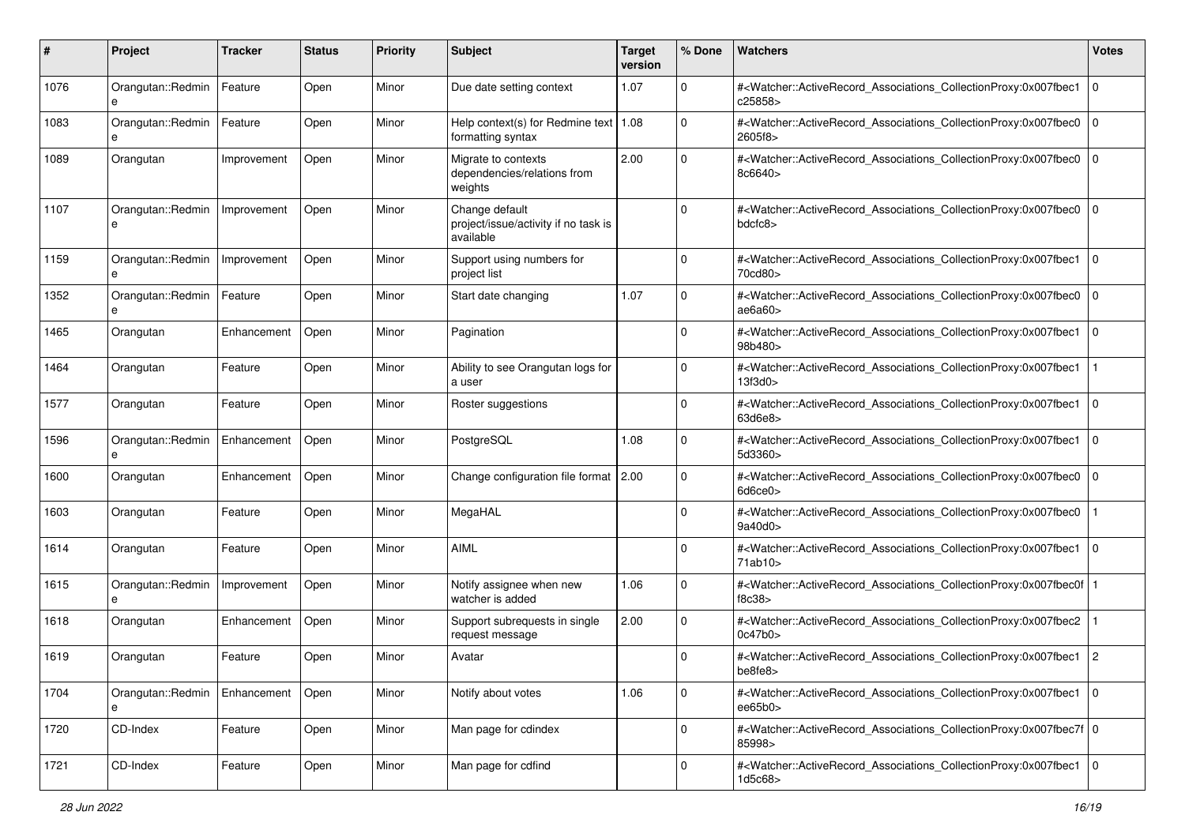| # | Project | Tracker | Status | Priority | Subject | Target version | % Done | Watchers | Votes |
|---|---|---|---|---|---|---|---|---|---|
| 1076 | Orangutan::Redmine | Feature | Open | Minor | Due date setting context | 1.07 | 0 | #<Watcher::ActiveRecord_Associations_CollectionProxy:0x007fbec1c25858> | 0 |
| 1083 | Orangutan::Redmine | Feature | Open | Minor | Help context(s) for Redmine text formatting syntax | 1.08 | 0 | #<Watcher::ActiveRecord_Associations_CollectionProxy:0x007fbec02605f8> | 0 |
| 1089 | Orangutan | Improvement | Open | Minor | Migrate to contexts dependencies/relations from weights | 2.00 | 0 | #<Watcher::ActiveRecord_Associations_CollectionProxy:0x007fbec08c6640> | 0 |
| 1107 | Orangutan::Redmine | Improvement | Open | Minor | Change default project/issue/activity if no task is available | | 0 | #<Watcher::ActiveRecord_Associations_CollectionProxy:0x007fbec0bdcfc8> | 0 |
| 1159 | Orangutan::Redmine | Improvement | Open | Minor | Support using numbers for project list | | 0 | #<Watcher::ActiveRecord_Associations_CollectionProxy:0x007fbec170cd80> | 0 |
| 1352 | Orangutan::Redmine | Feature | Open | Minor | Start date changing | 1.07 | 0 | #<Watcher::ActiveRecord_Associations_CollectionProxy:0x007fbec0ae6a60> | 0 |
| 1465 | Orangutan | Enhancement | Open | Minor | Pagination | | 0 | #<Watcher::ActiveRecord_Associations_CollectionProxy:0x007fbec198b480> | 0 |
| 1464 | Orangutan | Feature | Open | Minor | Ability to see Orangutan logs for a user | | 0 | #<Watcher::ActiveRecord_Associations_CollectionProxy:0x007fbec113f3d0> | 1 |
| 1577 | Orangutan | Feature | Open | Minor | Roster suggestions | | 0 | #<Watcher::ActiveRecord_Associations_CollectionProxy:0x007fbec163d6e8> | 0 |
| 1596 | Orangutan::Redmine | Enhancement | Open | Minor | PostgreSQL | 1.08 | 0 | #<Watcher::ActiveRecord_Associations_CollectionProxy:0x007fbec15d3360> | 0 |
| 1600 | Orangutan | Enhancement | Open | Minor | Change configuration file format | 2.00 | 0 | #<Watcher::ActiveRecord_Associations_CollectionProxy:0x007fbec06d6ce0> | 0 |
| 1603 | Orangutan | Feature | Open | Minor | MegaHAL | | 0 | #<Watcher::ActiveRecord_Associations_CollectionProxy:0x007fbec09a40d0> | 1 |
| 1614 | Orangutan | Feature | Open | Minor | AIML | | 0 | #<Watcher::ActiveRecord_Associations_CollectionProxy:0x007fbec171ab10> | 0 |
| 1615 | Orangutan::Redmine | Improvement | Open | Minor | Notify assignee when new watcher is added | 1.06 | 0 | #<Watcher::ActiveRecord_Associations_CollectionProxy:0x007fbec0ff8c38> | 1 |
| 1618 | Orangutan | Enhancement | Open | Minor | Support subrequests in single request message | 2.00 | 0 | #<Watcher::ActiveRecord_Associations_CollectionProxy:0x007fbec20c47b0> | 1 |
| 1619 | Orangutan | Feature | Open | Minor | Avatar | | 0 | #<Watcher::ActiveRecord_Associations_CollectionProxy:0x007fbec1be8fe8> | 2 |
| 1704 | Orangutan::Redmine | Enhancement | Open | Minor | Notify about votes | 1.06 | 0 | #<Watcher::ActiveRecord_Associations_CollectionProxy:0x007fbec1ee65b0> | 0 |
| 1720 | CD-Index | Feature | Open | Minor | Man page for cdindex | | 0 | #<Watcher::ActiveRecord_Associations_CollectionProxy:0x007fbec7f85998> | 0 |
| 1721 | CD-Index | Feature | Open | Minor | Man page for cdfind | | 0 | #<Watcher::ActiveRecord_Associations_CollectionProxy:0x007fbec11d5c68> | 0 |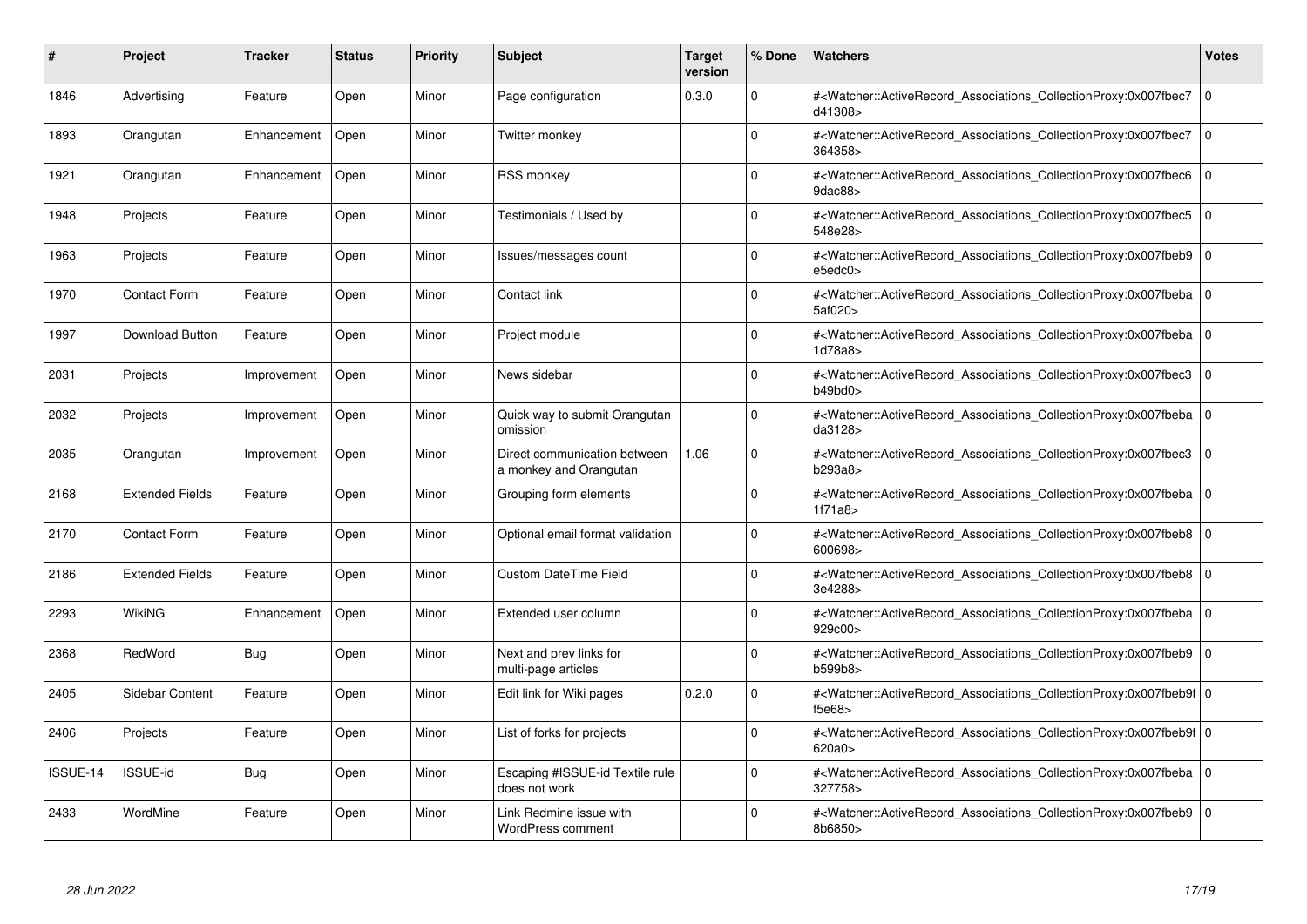| # | Project | Tracker | Status | Priority | Subject | Target version | % Done | Watchers | Votes |
|---|---|---|---|---|---|---|---|---|---|
| 1846 | Advertising | Feature | Open | Minor | Page configuration | 0.3.0 | 0 | #<Watcher::ActiveRecord_Associations_CollectionProxy:0x007fbec7d41308> | 0 |
| 1893 | Orangutan | Enhancement | Open | Minor | Twitter monkey | | 0 | #<Watcher::ActiveRecord_Associations_CollectionProxy:0x007fbec7364358> | 0 |
| 1921 | Orangutan | Enhancement | Open | Minor | RSS monkey | | 0 | #<Watcher::ActiveRecord_Associations_CollectionProxy:0x007fbec69dac88> | 0 |
| 1948 | Projects | Feature | Open | Minor | Testimonials / Used by | | 0 | #<Watcher::ActiveRecord_Associations_CollectionProxy:0x007fbec5548e28> | 0 |
| 1963 | Projects | Feature | Open | Minor | Issues/messages count | | 0 | #<Watcher::ActiveRecord_Associations_CollectionProxy:0x007fbeb9e5edc0> | 0 |
| 1970 | Contact Form | Feature | Open | Minor | Contact link | | 0 | #<Watcher::ActiveRecord_Associations_CollectionProxy:0x007fbeba5af020> | 0 |
| 1997 | Download Button | Feature | Open | Minor | Project module | | 0 | #<Watcher::ActiveRecord_Associations_CollectionProxy:0x007fbeba1d78a8> | 0 |
| 2031 | Projects | Improvement | Open | Minor | News sidebar | | 0 | #<Watcher::ActiveRecord_Associations_CollectionProxy:0x007fbec3b49bd0> | 0 |
| 2032 | Projects | Improvement | Open | Minor | Quick way to submit Orangutan omission | | 0 | #<Watcher::ActiveRecord_Associations_CollectionProxy:0x007fbebada3128> | 0 |
| 2035 | Orangutan | Improvement | Open | Minor | Direct communication between a monkey and Orangutan | 1.06 | 0 | #<Watcher::ActiveRecord_Associations_CollectionProxy:0x007fbec3b293a8> | 0 |
| 2168 | Extended Fields | Feature | Open | Minor | Grouping form elements | | 0 | #<Watcher::ActiveRecord_Associations_CollectionProxy:0x007fbeba1f71a8> | 0 |
| 2170 | Contact Form | Feature | Open | Minor | Optional email format validation | | 0 | #<Watcher::ActiveRecord_Associations_CollectionProxy:0x007fbeb8600698> | 0 |
| 2186 | Extended Fields | Feature | Open | Minor | Custom DateTime Field | | 0 | #<Watcher::ActiveRecord_Associations_CollectionProxy:0x007fbeb83e4288> | 0 |
| 2293 | WikiNG | Enhancement | Open | Minor | Extended user column | | 0 | #<Watcher::ActiveRecord_Associations_CollectionProxy:0x007fbeba929c00> | 0 |
| 2368 | RedWord | Bug | Open | Minor | Next and prev links for multi-page articles | | 0 | #<Watcher::ActiveRecord_Associations_CollectionProxy:0x007fbeb9b599b8> | 0 |
| 2405 | Sidebar Content | Feature | Open | Minor | Edit link for Wiki pages | 0.2.0 | 0 | #<Watcher::ActiveRecord_Associations_CollectionProxy:0x007fbeb9ff5e68> | 0 |
| 2406 | Projects | Feature | Open | Minor | List of forks for projects | | 0 | #<Watcher::ActiveRecord_Associations_CollectionProxy:0x007fbeb9f620a0> | 0 |
| ISSUE-14 | ISSUE-id | Bug | Open | Minor | Escaping #ISSUE-id Textile rule does not work | | 0 | #<Watcher::ActiveRecord_Associations_CollectionProxy:0x007fbeba327758> | 0 |
| 2433 | WordMine | Feature | Open | Minor | Link Redmine issue with WordPress comment | | 0 | #<Watcher::ActiveRecord_Associations_CollectionProxy:0x007fbeb98b6850> | 0 |

*28 Jun 2022*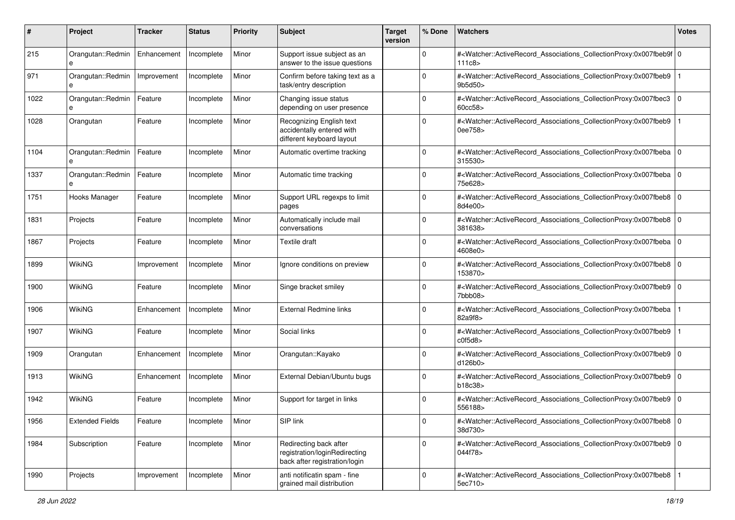| # | Project | Tracker | Status | Priority | Subject | Target version | % Done | Watchers | Votes |
|---|---|---|---|---|---|---|---|---|---|
| 215 | Orangutan::Redmine | Enhancement | Incomplete | Minor | Support issue subject as an answer to the issue questions | | 0 | #<Watcher::ActiveRecord_Associations_CollectionProxy:0x007fbeb9f111c8> | 0 |
| 971 | Orangutan::Redmine | Improvement | Incomplete | Minor | Confirm before taking text as a task/entry description | | 0 | #<Watcher::ActiveRecord_Associations_CollectionProxy:0x007fbeb99b5d50> | 1 |
| 1022 | Orangutan::Redmine | Feature | Incomplete | Minor | Changing issue status depending on user presence | | 0 | #<Watcher::ActiveRecord_Associations_CollectionProxy:0x007fbec360cc58> | 0 |
| 1028 | Orangutan | Feature | Incomplete | Minor | Recognizing English text accidentally entered with different keyboard layout | | 0 | #<Watcher::ActiveRecord_Associations_CollectionProxy:0x007fbeb90ee758> | 1 |
| 1104 | Orangutan::Redmine | Feature | Incomplete | Minor | Automatic overtime tracking | | 0 | #<Watcher::ActiveRecord_Associations_CollectionProxy:0x007fbeba315530> | 0 |
| 1337 | Orangutan::Redmine | Feature | Incomplete | Minor | Automatic time tracking | | 0 | #<Watcher::ActiveRecord_Associations_CollectionProxy:0x007fbeba75e628> | 0 |
| 1751 | Hooks Manager | Feature | Incomplete | Minor | Support URL regexps to limit pages | | 0 | #<Watcher::ActiveRecord_Associations_CollectionProxy:0x007fbeb88d4e00> | 0 |
| 1831 | Projects | Feature | Incomplete | Minor | Automatically include mail conversations | | 0 | #<Watcher::ActiveRecord_Associations_CollectionProxy:0x007fbeb8381638> | 0 |
| 1867 | Projects | Feature | Incomplete | Minor | Textile draft | | 0 | #<Watcher::ActiveRecord_Associations_CollectionProxy:0x007fbeba4608e0> | 0 |
| 1899 | WikiNG | Improvement | Incomplete | Minor | Ignore conditions on preview | | 0 | #<Watcher::ActiveRecord_Associations_CollectionProxy:0x007fbeb8153870> | 0 |
| 1900 | WikiNG | Feature | Incomplete | Minor | Singe bracket smiley | | 0 | #<Watcher::ActiveRecord_Associations_CollectionProxy:0x007fbeb97bbb08> | 0 |
| 1906 | WikiNG | Enhancement | Incomplete | Minor | External Redmine links | | 0 | #<Watcher::ActiveRecord_Associations_CollectionProxy:0x007fbeba82a9f8> | 1 |
| 1907 | WikiNG | Feature | Incomplete | Minor | Social links | | 0 | #<Watcher::ActiveRecord_Associations_CollectionProxy:0x007fbeb9c0f5d8> | 1 |
| 1909 | Orangutan | Enhancement | Incomplete | Minor | Orangutan::Kayako | | 0 | #<Watcher::ActiveRecord_Associations_CollectionProxy:0x007fbeb9d126b0> | 0 |
| 1913 | WikiNG | Enhancement | Incomplete | Minor | External Debian/Ubuntu bugs | | 0 | #<Watcher::ActiveRecord_Associations_CollectionProxy:0x007fbeb9b18c38> | 0 |
| 1942 | WikiNG | Feature | Incomplete | Minor | Support for target in links | | 0 | #<Watcher::ActiveRecord_Associations_CollectionProxy:0x007fbeb9556188> | 0 |
| 1956 | Extended Fields | Feature | Incomplete | Minor | SIP link | | 0 | #<Watcher::ActiveRecord_Associations_CollectionProxy:0x007fbeb838d730> | 0 |
| 1984 | Subscription | Feature | Incomplete | Minor | Redirecting back after registration/loginRedirecting back after registration/login | | 0 | #<Watcher::ActiveRecord_Associations_CollectionProxy:0x007fbeb9044f78> | 0 |
| 1990 | Projects | Improvement | Incomplete | Minor | anti notificatin spam - fine grained mail distribution | | 0 | #<Watcher::ActiveRecord_Associations_CollectionProxy:0x007fbeb85ec710> | 1 |

*28 Jun 2022*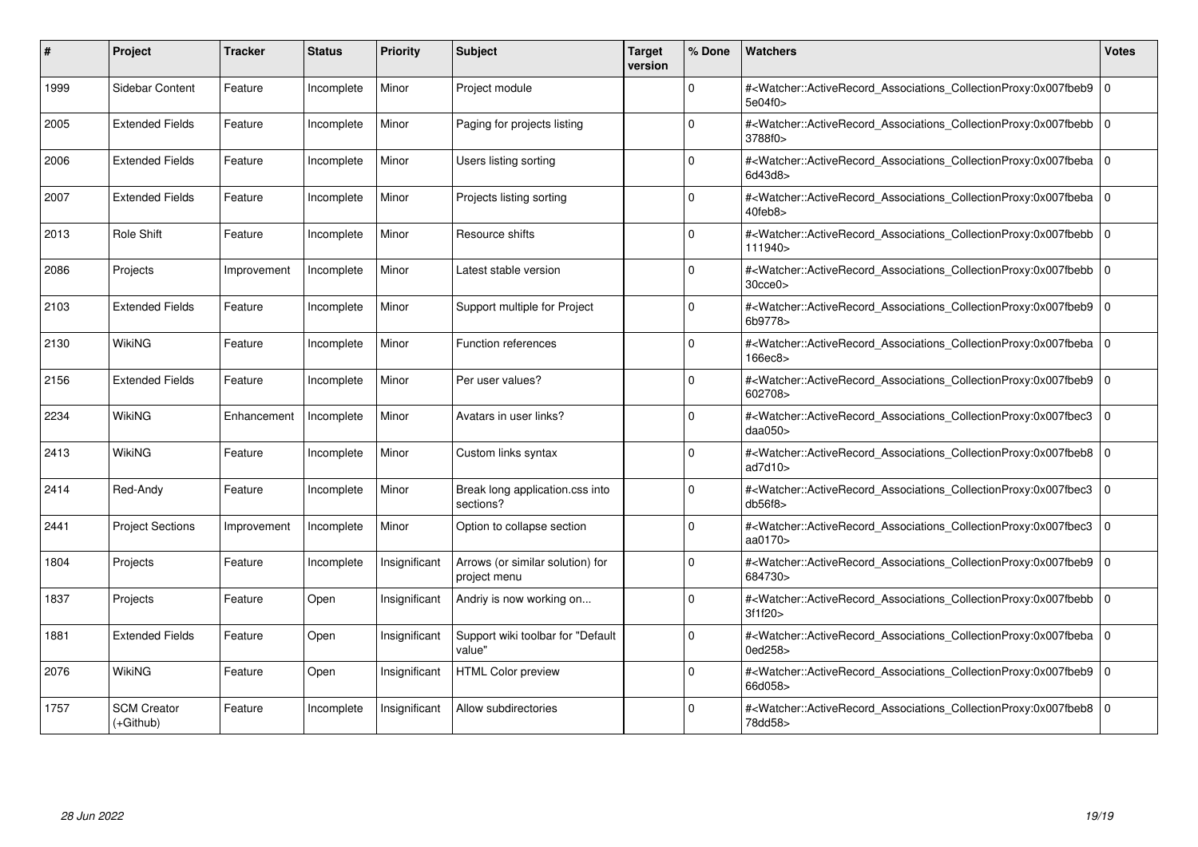| # | Project | Tracker | Status | Priority | Subject | Target version | % Done | Watchers | Votes |
|---|---|---|---|---|---|---|---|---|---|
| 1999 | Sidebar Content | Feature | Incomplete | Minor | Project module | | 0 | #<Watcher::ActiveRecord_Associations_CollectionProxy:0x007fbeb95e04f0> | 0 |
| 2005 | Extended Fields | Feature | Incomplete | Minor | Paging for projects listing | | 0 | #<Watcher::ActiveRecord_Associations_CollectionProxy:0x007fbebb3788f0> | 0 |
| 2006 | Extended Fields | Feature | Incomplete | Minor | Users listing sorting | | 0 | #<Watcher::ActiveRecord_Associations_CollectionProxy:0x007fbeba6d43d8> | 0 |
| 2007 | Extended Fields | Feature | Incomplete | Minor | Projects listing sorting | | 0 | #<Watcher::ActiveRecord_Associations_CollectionProxy:0x007fbeba40feb8> | 0 |
| 2013 | Role Shift | Feature | Incomplete | Minor | Resource shifts | | 0 | #<Watcher::ActiveRecord_Associations_CollectionProxy:0x007fbebb111940> | 0 |
| 2086 | Projects | Improvement | Incomplete | Minor | Latest stable version | | 0 | #<Watcher::ActiveRecord_Associations_CollectionProxy:0x007fbebb30cce0> | 0 |
| 2103 | Extended Fields | Feature | Incomplete | Minor | Support multiple for Project | | 0 | #<Watcher::ActiveRecord_Associations_CollectionProxy:0x007fbeb96b9778> | 0 |
| 2130 | WikiNG | Feature | Incomplete | Minor | Function references | | 0 | #<Watcher::ActiveRecord_Associations_CollectionProxy:0x007fbeba166ec8> | 0 |
| 2156 | Extended Fields | Feature | Incomplete | Minor | Per user values? | | 0 | #<Watcher::ActiveRecord_Associations_CollectionProxy:0x007fbeb9602708> | 0 |
| 2234 | WikiNG | Enhancement | Incomplete | Minor | Avatars in user links? | | 0 | #<Watcher::ActiveRecord_Associations_CollectionProxy:0x007fbec3daa050> | 0 |
| 2413 | WikiNG | Feature | Incomplete | Minor | Custom links syntax | | 0 | #<Watcher::ActiveRecord_Associations_CollectionProxy:0x007fbeb8ad7d10> | 0 |
| 2414 | Red-Andy | Feature | Incomplete | Minor | Break long application.css into sections? | | 0 | #<Watcher::ActiveRecord_Associations_CollectionProxy:0x007fbec3db56f8> | 0 |
| 2441 | Project Sections | Improvement | Incomplete | Minor | Option to collapse section | | 0 | #<Watcher::ActiveRecord_Associations_CollectionProxy:0x007fbec3aa0170> | 0 |
| 1804 | Projects | Feature | Incomplete | Insignificant | Arrows (or similar solution) for project menu | | 0 | #<Watcher::ActiveRecord_Associations_CollectionProxy:0x007fbeb9684730> | 0 |
| 1837 | Projects | Feature | Open | Insignificant | Andriy is now working on... | | 0 | #<Watcher::ActiveRecord_Associations_CollectionProxy:0x007fbebb3f1f20> | 0 |
| 1881 | Extended Fields | Feature | Open | Insignificant | Support wiki toolbar for "Default value" | | 0 | #<Watcher::ActiveRecord_Associations_CollectionProxy:0x007fbeba0ed258> | 0 |
| 2076 | WikiNG | Feature | Open | Insignificant | HTML Color preview | | 0 | #<Watcher::ActiveRecord_Associations_CollectionProxy:0x007fbeb966d058> | 0 |
| 1757 | SCM Creator (+Github) | Feature | Incomplete | Insignificant | Allow subdirectories | | 0 | #<Watcher::ActiveRecord_Associations_CollectionProxy:0x007fbeb878dd58> | 0 |

*28 Jun 2022*